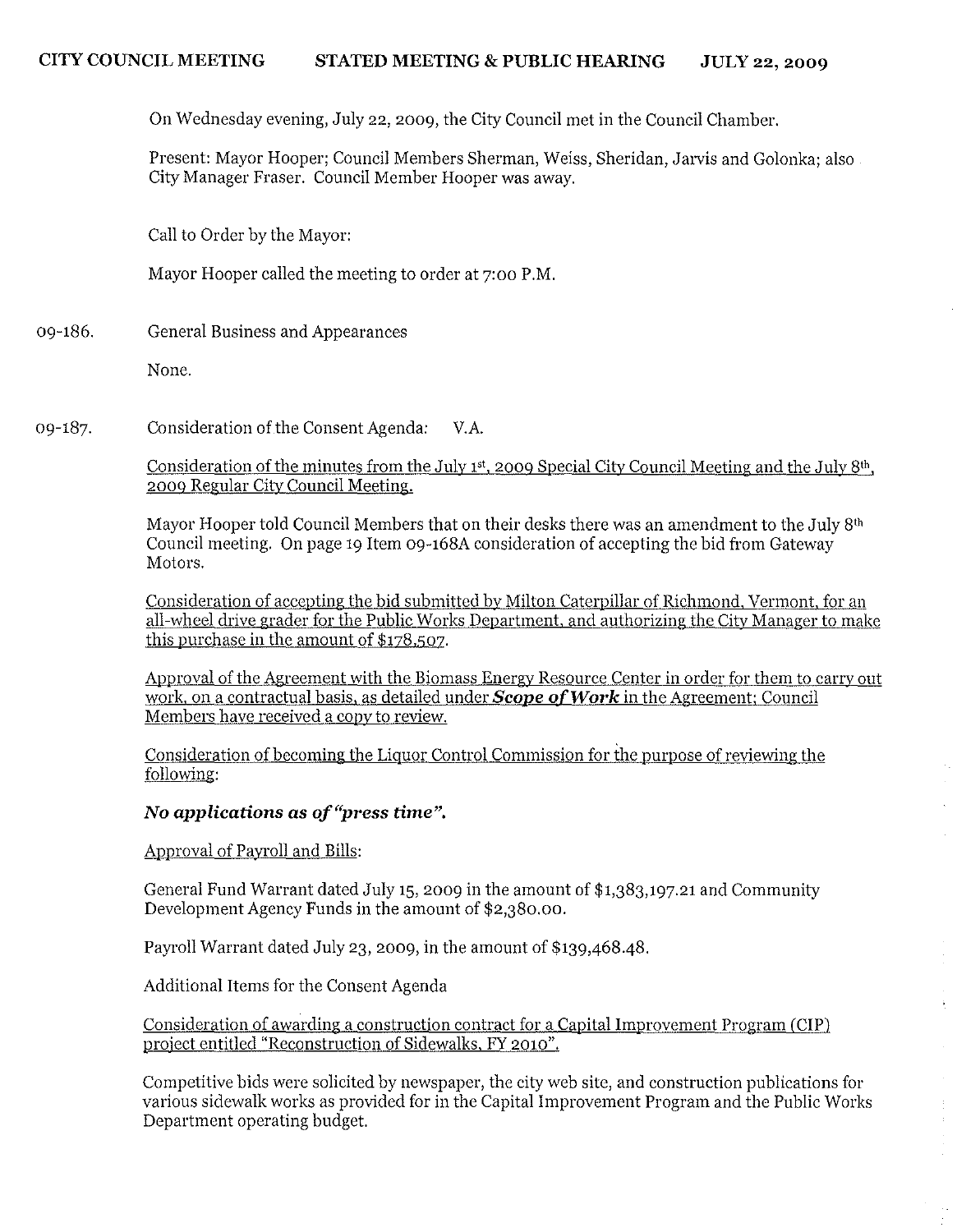**CITY COUNCIL MEETING STATED MEETING & PUBLIC HEARING JULY 22, 2009**

On Wednesday evening, July 22, 2009, the City Council met in the Council Chamber.

Present: Mayor Hooper; Council Members Sherman, Weiss, Sheridan, Jarvis and Golonka; also City Manager Fraser. Council Member Hooper was away.

Call to Order by the Mayor:

Mayor Hooper called the meeting to order at 7:00 P.M.

09-186. General Business and Appearances

None.

09-187. Consideration of the Consent Agenda: V.A.

Consideration of the minutes from the July 1st, 2009 Special City Council Meeting and the July 8th, 2009 Regular City Council Meeting.

Mayor Hooper told Council Members that on their desks there was an amendment to the July 8th Council meeting. On page 19 Item 09-168A consideration of accepting the bid from Gateway Motors.

Consideration of accepting the bid submitted by Milton Caterpillar of Richmond, Vermont, for an all-wheel drive grader for the Public Works Department, and authorizing the City Manager to make this purchase in the amount of $178,507.

Approval of the Agreement with the Biomass Energy Resource Center in order for them to carry out work, on a contractual basis, as detailed under ***Scope of Work*** in the Agreement; Council Members have received a copy to review.

Consideration of becoming the Liquor Control Commission for the purpose of reviewing the following:

***No applications as of "press time".***

Approval of Payroll and Bills:

General Fund Warrant dated July 15, 2009 in the amount of $1,383,197.21 and Community Development Agency Funds in the amount of $2,380.00.

Payroll Warrant dated July 23, 2009, in the amount of $139,468.48.

Additional Items for the Consent Agenda

Consideration of awarding a construction contract for a Capital Improvement Program (CIP) project entitled "Reconstruction of Sidewalks, FY 2010".

Competitive bids were solicited by newspaper, the city web site, and construction publications for various sidewalk works as provided for in the Capital Improvement Program and the Public Works Department operating budget.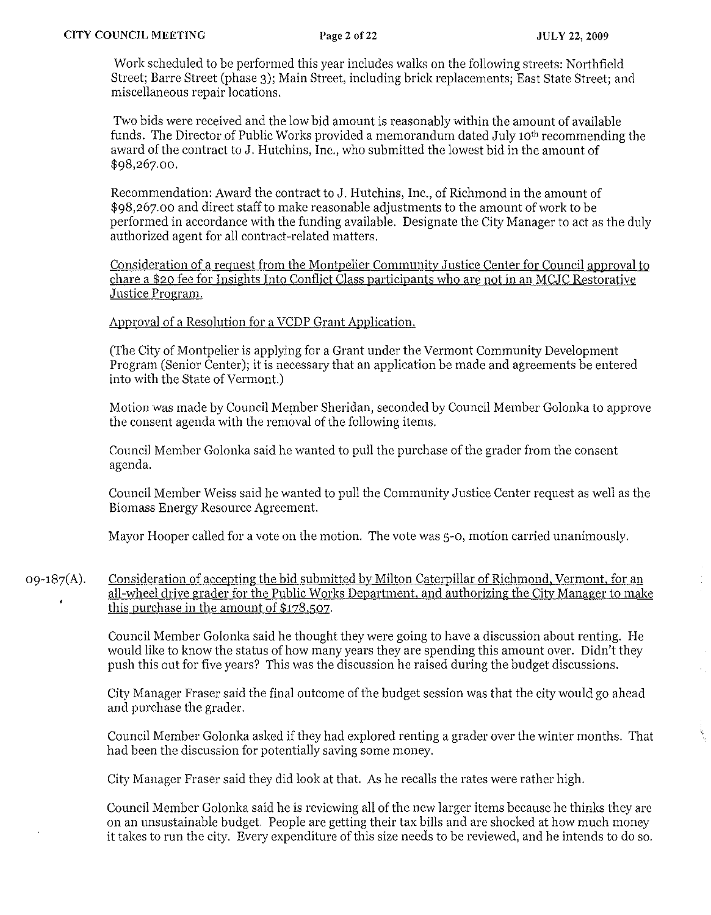Work scheduled to be performed this year includes walks on the following streets: Northfield Street; Barre Street (phase 3); Main Street, including brick replacements; East State Street; and miscellaneous repair locations.

Two bids were received and the low bid amount is reasonably within the amount of available funds. The Director of Public Works provided a memorandum dated July 10th recommending the award of the contract to J. Hutchins, Inc., who submitted the lowest bid in the amount of $98,267.00.

Recommendation: Award the contract to J. Hutchins, Inc., of Richmond in the amount of $98,267.00 and direct staff to make reasonable adjustments to the amount of work to be performed in accordance with the funding available. Designate the City Manager to act as the duly authorized agent for all contract-related matters.

<u>Consideration of a request from the Montpelier Community Justice Center for Council approval to chare a $20 fee for Insights Into Conflict Class participants who are not in an MCJC Restorative Justice Program.</u>

<u>Approval of a Resolution for a VCDP Grant Application.</u>

(The City of Montpelier is applying for a Grant under the Vermont Community Development Program (Senior Center); it is necessary that an application be made and agreements be entered into with the State of Vermont.)

Motion was made by Council Member Sheridan, seconded by Council Member Golonka to approve the consent agenda with the removal of the following items.

Council Member Golonka said he wanted to pull the purchase of the grader from the consent agenda.

Council Member Weiss said he wanted to pull the Community Justice Center request as well as the Biomass Energy Resource Agreement.

Mayor Hooper called for a vote on the motion. The vote was 5-0, motion carried unanimously.

09-187(A). <u>Consideration of accepting the bid submitted by Milton Caterpillar of Richmond, Vermont, for an all-wheel drive grader for the Public Works Department, and authorizing the City Manager to make this purchase in the amount of $178,507.</u>

Council Member Golonka said he thought they were going to have a discussion about renting. He would like to know the status of how many years they are spending this amount over. Didn't they push this out for five years? This was the discussion he raised during the budget discussions.

City Manager Fraser said the final outcome of the budget session was that the city would go ahead and purchase the grader.

Council Member Golonka asked if they had explored renting a grader over the winter months. That had been the discussion for potentially saving some money.

City Manager Fraser said they did look at that. As he recalls the rates were rather high.

Council Member Golonka said he is reviewing all of the new larger items because he thinks they are on an unsustainable budget. People are getting their tax bills and are shocked at how much money it takes to run the city. Every expenditure of this size needs to be reviewed, and he intends to do so.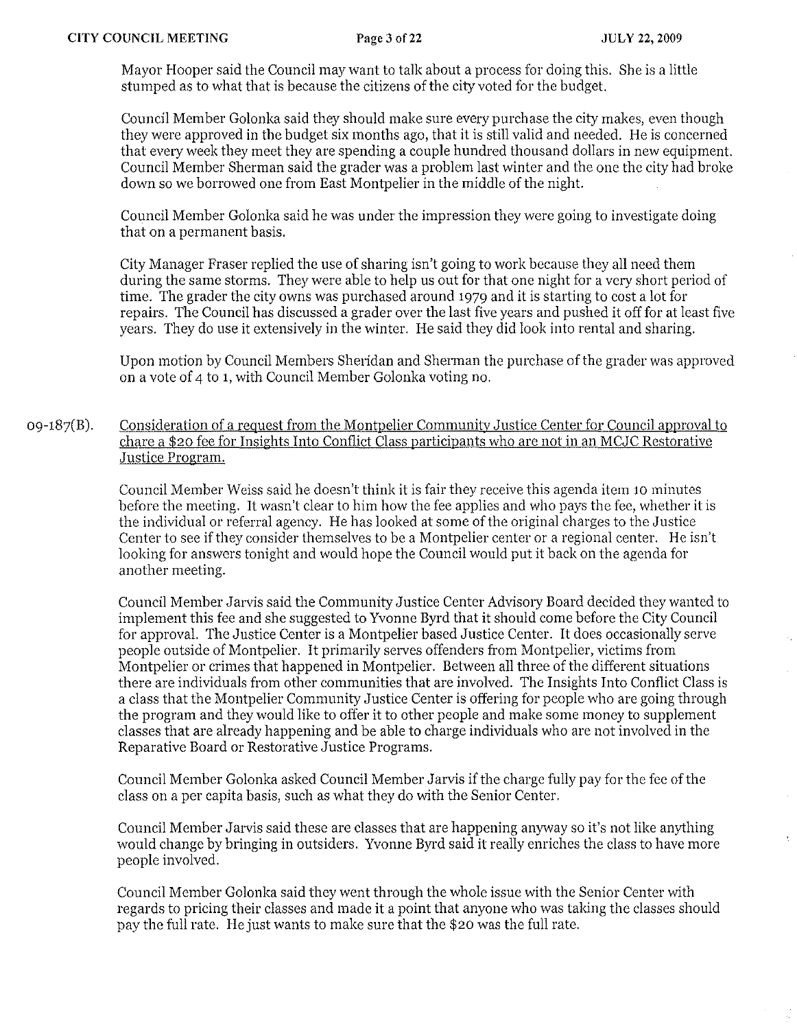Mayor Hooper said the Council may want to talk about a process for doing this. She is a little stumped as to what that is because the citizens of the city voted for the budget.

Council Member Golonka said they should make sure every purchase the city makes, even though they were approved in the budget six months ago, that it is still valid and needed. He is concerned that every week they meet they are spending a couple hundred thousand dollars in new equipment. Council Member Sherman said the grader was a problem last winter and the one the city had broke down so we borrowed one from East Montpelier in the middle of the night.

Council Member Golonka said he was under the impression they were going to investigate doing that on a permanent basis.

City Manager Fraser replied the use of sharing isn't going to work because they all need them during the same storms. They were able to help us out for that one night for a very short period of time. The grader the city owns was purchased around 1979 and it is starting to cost a lot for repairs. The Council has discussed a grader over the last five years and pushed it off for at least five years. They do use it extensively in the winter. He said they did look into rental and sharing.

Upon motion by Council Members Sheridan and Sherman the purchase of the grader was approved on a vote of 4 to 1, with Council Member Golonka voting no.

09-187(B). Consideration of a request from the Montpelier Community Justice Center for Council approval to chare a $20 fee for Insights Into Conflict Class participants who are not in an MCJC Restorative Justice Program.

Council Member Weiss said he doesn't think it is fair they receive this agenda item 10 minutes before the meeting. It wasn't clear to him how the fee applies and who pays the fee, whether it is the individual or referral agency. He has looked at some of the original charges to the Justice Center to see if they consider themselves to be a Montpelier center or a regional center. He isn't looking for answers tonight and would hope the Council would put it back on the agenda for another meeting.

Council Member Jarvis said the Community Justice Center Advisory Board decided they wanted to implement this fee and she suggested to Yvonne Byrd that it should come before the City Council for approval. The Justice Center is a Montpelier based Justice Center. It does occasionally serve people outside of Montpelier. It primarily serves offenders from Montpelier, victims from Montpelier or crimes that happened in Montpelier. Between all three of the different situations there are individuals from other communities that are involved. The Insights Into Conflict Class is a class that the Montpelier Community Justice Center is offering for people who are going through the program and they would like to offer it to other people and make some money to supplement classes that are already happening and be able to charge individuals who are not involved in the Reparative Board or Restorative Justice Programs.

Council Member Golonka asked Council Member Jarvis if the charge fully pay for the fee of the class on a per capita basis, such as what they do with the Senior Center.

Council Member Jarvis said these are classes that are happening anyway so it's not like anything would change by bringing in outsiders. Yvonne Byrd said it really enriches the class to have more people involved.

Council Member Golonka said they went through the whole issue with the Senior Center with regards to pricing their classes and made it a point that anyone who was taking the classes should pay the full rate. He just wants to make sure that the $20 was the full rate.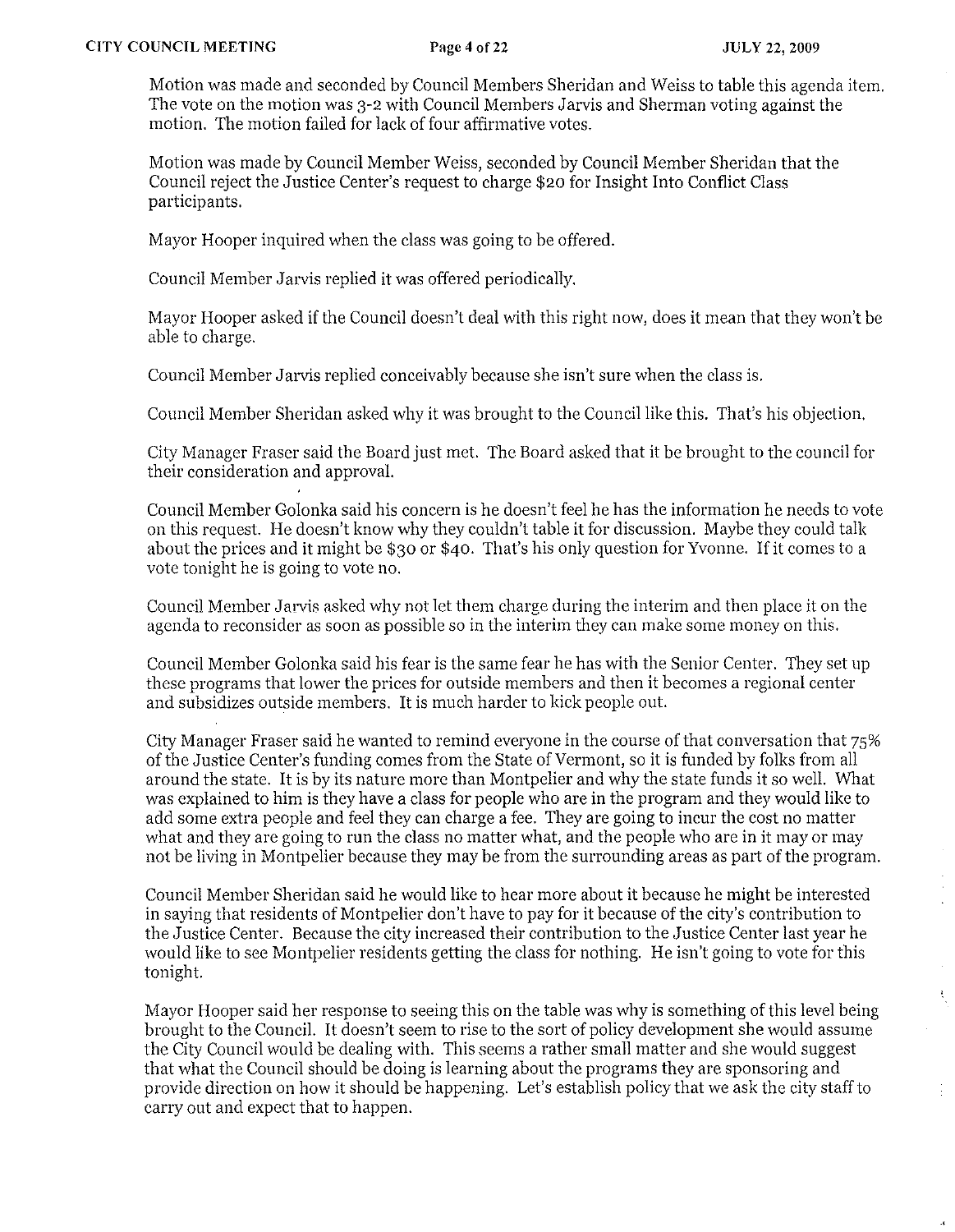Motion was made and seconded by Council Members Sheridan and Weiss to table this agenda item. The vote on the motion was 3-2 with Council Members Jarvis and Sherman voting against the motion. The motion failed for lack of four affirmative votes.

Motion was made by Council Member Weiss, seconded by Council Member Sheridan that the Council reject the Justice Center's request to charge $20 for Insight Into Conflict Class participants.

Mayor Hooper inquired when the class was going to be offered.

Council Member Jarvis replied it was offered periodically.

Mayor Hooper asked if the Council doesn't deal with this right now, does it mean that they won't be able to charge.

Council Member Jarvis replied conceivably because she isn't sure when the class is.

Council Member Sheridan asked why it was brought to the Council like this. That's his objection.

City Manager Fraser said the Board just met. The Board asked that it be brought to the council for their consideration and approval.

Council Member Golonka said his concern is he doesn't feel he has the information he needs to vote on this request. He doesn't know why they couldn't table it for discussion. Maybe they could talk about the prices and it might be $30 or $40. That's his only question for Yvonne. If it comes to a vote tonight he is going to vote no.

Council Member Jarvis asked why not let them charge during the interim and then place it on the agenda to reconsider as soon as possible so in the interim they can make some money on this.

Council Member Golonka said his fear is the same fear he has with the Senior Center. They set up these programs that lower the prices for outside members and then it becomes a regional center and subsidizes outside members. It is much harder to kick people out.

City Manager Fraser said he wanted to remind everyone in the course of that conversation that 75% of the Justice Center's funding comes from the State of Vermont, so it is funded by folks from all around the state. It is by its nature more than Montpelier and why the state funds it so well. What was explained to him is they have a class for people who are in the program and they would like to add some extra people and feel they can charge a fee. They are going to incur the cost no matter what and they are going to run the class no matter what, and the people who are in it may or may not be living in Montpelier because they may be from the surrounding areas as part of the program.

Council Member Sheridan said he would like to hear more about it because he might be interested in saying that residents of Montpelier don't have to pay for it because of the city's contribution to the Justice Center. Because the city increased their contribution to the Justice Center last year he would like to see Montpelier residents getting the class for nothing. He isn't going to vote for this tonight.

Mayor Hooper said her response to seeing this on the table was why is something of this level being brought to the Council. It doesn't seem to rise to the sort of policy development she would assume the City Council would be dealing with. This seems a rather small matter and she would suggest that what the Council should be doing is learning about the programs they are sponsoring and provide direction on how it should be happening. Let's establish policy that we ask the city staff to carry out and expect that to happen.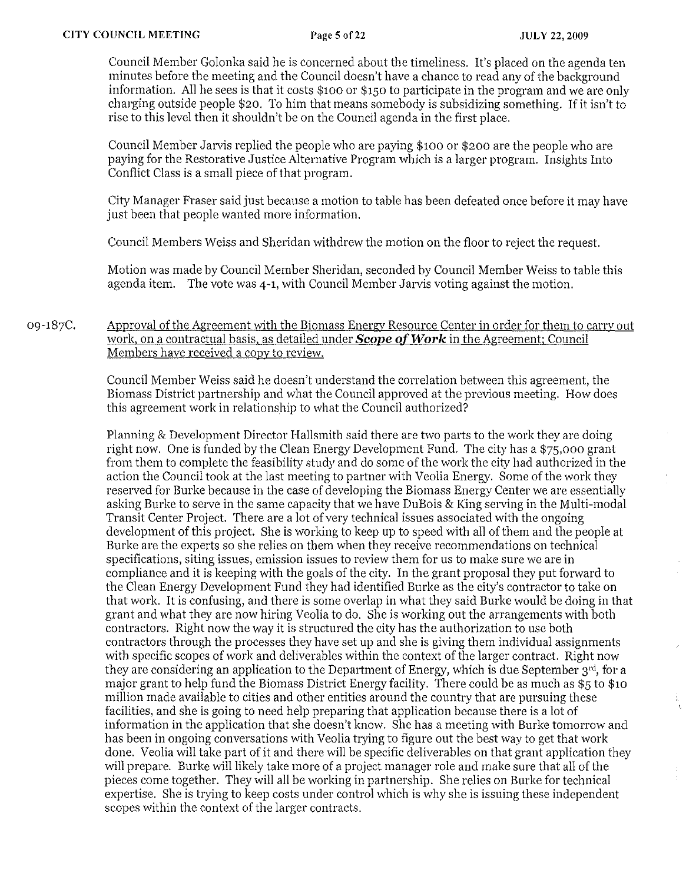Council Member Golonka said he is concerned about the timeliness. It's placed on the agenda ten minutes before the meeting and the Council doesn't have a chance to read any of the background information. All he sees is that it costs $100 or $150 to participate in the program and we are only charging outside people $20. To him that means somebody is subsidizing something. If it isn't to rise to this level then it shouldn't be on the Council agenda in the first place.

Council Member Jarvis replied the people who are paying $100 or $200 are the people who are paying for the Restorative Justice Alternative Program which is a larger program. Insights Into Conflict Class is a small piece of that program.

City Manager Fraser said just because a motion to table has been defeated once before it may have just been that people wanted more information.

Council Members Weiss and Sheridan withdrew the motion on the floor to reject the request.

Motion was made by Council Member Sheridan, seconded by Council Member Weiss to table this agenda item. The vote was 4-1, with Council Member Jarvis voting against the motion.

09-187C. Approval of the Agreement with the Biomass Energy Resource Center in order for them to carry out work, on a contractual basis, as detailed under ***Scope of Work*** in the Agreement; Council Members have received a copy to review.

Council Member Weiss said he doesn't understand the correlation between this agreement, the Biomass District partnership and what the Council approved at the previous meeting. How does this agreement work in relationship to what the Council authorized?

Planning & Development Director Hallsmith said there are two parts to the work they are doing right now. One is funded by the Clean Energy Development Fund. The city has a $75,000 grant from them to complete the feasibility study and do some of the work the city had authorized in the action the Council took at the last meeting to partner with Veolia Energy. Some of the work they reserved for Burke because in the case of developing the Biomass Energy Center we are essentially asking Burke to serve in the same capacity that we have DuBois & King serving in the Multi-modal Transit Center Project. There are a lot of very technical issues associated with the ongoing development of this project. She is working to keep up to speed with all of them and the people at Burke are the experts so she relies on them when they receive recommendations on technical specifications, siting issues, emission issues to review them for us to make sure we are in compliance and it is keeping with the goals of the city. In the grant proposal they put forward to the Clean Energy Development Fund they had identified Burke as the city's contractor to take on that work. It is confusing, and there is some overlap in what they said Burke would be doing in that grant and what they are now hiring Veolia to do. She is working out the arrangements with both contractors. Right now the way it is structured the city has the authorization to use both contractors through the processes they have set up and she is giving them individual assignments with specific scopes of work and deliverables within the context of the larger contract. Right now they are considering an application to the Department of Energy, which is due September 3rd, for a major grant to help fund the Biomass District Energy facility. There could be as much as $5 to $10 million made available to cities and other entities around the country that are pursuing these facilities, and she is going to need help preparing that application because there is a lot of information in the application that she doesn't know. She has a meeting with Burke tomorrow and has been in ongoing conversations with Veolia trying to figure out the best way to get that work done. Veolia will take part of it and there will be specific deliverables on that grant application they will prepare. Burke will likely take more of a project manager role and make sure that all of the pieces come together. They will all be working in partnership. She relies on Burke for technical expertise. She is trying to keep costs under control which is why she is issuing these independent scopes within the context of the larger contracts.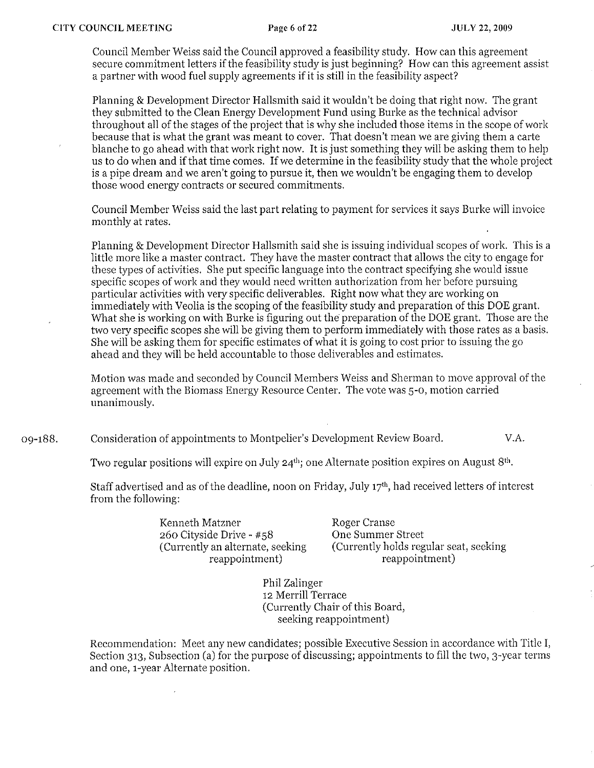Council Member Weiss said the Council approved a feasibility study. How can this agreement secure commitment letters if the feasibility study is just beginning? How can this agreement assist a partner with wood fuel supply agreements if it is still in the feasibility aspect?

Planning & Development Director Hallsmith said it wouldn't be doing that right now. The grant they submitted to the Clean Energy Development Fund using Burke as the technical advisor throughout all of the stages of the project that is why she included those items in the scope of work because that is what the grant was meant to cover. That doesn't mean we are giving them a carte blanche to go ahead with that work right now. It is just something they will be asking them to help us to do when and if that time comes. If we determine in the feasibility study that the whole project is a pipe dream and we aren't going to pursue it, then we wouldn't be engaging them to develop those wood energy contracts or secured commitments.

Council Member Weiss said the last part relating to payment for services it says Burke will invoice monthly at rates.

Planning & Development Director Hallsmith said she is issuing individual scopes of work. This is a little more like a master contract. They have the master contract that allows the city to engage for these types of activities. She put specific language into the contract specifying she would issue specific scopes of work and they would need written authorization from her before pursuing particular activities with very specific deliverables. Right now what they are working on immediately with Veolia is the scoping of the feasibility study and preparation of this DOE grant. What she is working on with Burke is figuring out the preparation of the DOE grant. Those are the two very specific scopes she will be giving them to perform immediately with those rates as a basis. She will be asking them for specific estimates of what it is going to cost prior to issuing the go ahead and they will be held accountable to those deliverables and estimates.

Motion was made and seconded by Council Members Weiss and Sherman to move approval of the agreement with the Biomass Energy Resource Center. The vote was 5-0, motion carried unanimously.

09-188. Consideration of appointments to Montpelier's Development Review Board. V.A.

Two regular positions will expire on July 24th; one Alternate position expires on August 8th.

Staff advertised and as of the deadline, noon on Friday, July 17th, had received letters of interest from the following:

Kenneth Matzner
260 Cityside Drive - #58
(Currently an alternate, seeking reappointment)

Roger Cranse
One Summer Street
(Currently holds regular seat, seeking reappointment)

Phil Zalinger
12 Merrill Terrace
(Currently Chair of this Board, seeking reappointment)

Recommendation: Meet any new candidates; possible Executive Session in accordance with Title I, Section 313, Subsection (a) for the purpose of discussing; appointments to fill the two, 3-year terms and one, 1-year Alternate position.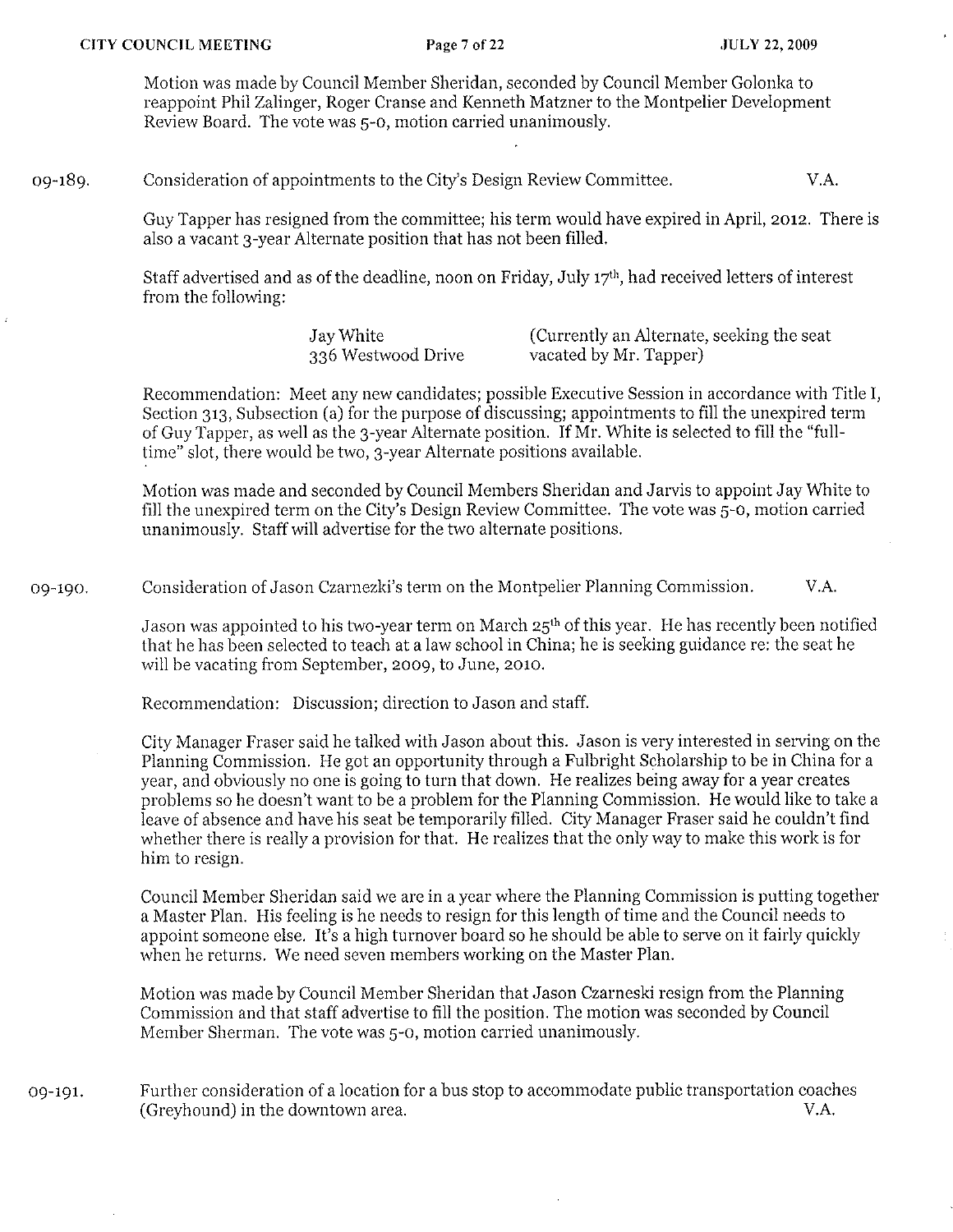Motion was made by Council Member Sheridan, seconded by Council Member Golonka to reappoint Phil Zalinger, Roger Cranse and Kenneth Matzner to the Montpelier Development Review Board. The vote was 5-0, motion carried unanimously.

09-189. Consideration of appointments to the City's Design Review Committee. V.A.

Guy Tapper has resigned from the committee; his term would have expired in April, 2012. There is also a vacant 3-year Alternate position that has not been filled.

Staff advertised and as of the deadline, noon on Friday, July 17th, had received letters of interest from the following:

| | |
|---|---|
| Jay White<br>336 Westwood Drive | (Currently an Alternate, seeking the seat vacated by Mr. Tapper) |

Recommendation: Meet any new candidates; possible Executive Session in accordance with Title I, Section 313, Subsection (a) for the purpose of discussing; appointments to fill the unexpired term of Guy Tapper, as well as the 3-year Alternate position. If Mr. White is selected to fill the "full-time" slot, there would be two, 3-year Alternate positions available.

Motion was made and seconded by Council Members Sheridan and Jarvis to appoint Jay White to fill the unexpired term on the City's Design Review Committee. The vote was 5-0, motion carried unanimously. Staff will advertise for the two alternate positions.

09-190. Consideration of Jason Czarnezki's term on the Montpelier Planning Commission. V.A.

Jason was appointed to his two-year term on March 25th of this year. He has recently been notified that he has been selected to teach at a law school in China; he is seeking guidance re: the seat he will be vacating from September, 2009, to June, 2010.

Recommendation: Discussion; direction to Jason and staff.

City Manager Fraser said he talked with Jason about this. Jason is very interested in serving on the Planning Commission. He got an opportunity through a Fulbright Scholarship to be in China for a year, and obviously no one is going to turn that down. He realizes being away for a year creates problems so he doesn't want to be a problem for the Planning Commission. He would like to take a leave of absence and have his seat be temporarily filled. City Manager Fraser said he couldn't find whether there is really a provision for that. He realizes that the only way to make this work is for him to resign.

Council Member Sheridan said we are in a year where the Planning Commission is putting together a Master Plan. His feeling is he needs to resign for this length of time and the Council needs to appoint someone else. It's a high turnover board so he should be able to serve on it fairly quickly when he returns. We need seven members working on the Master Plan.

Motion was made by Council Member Sheridan that Jason Czarneski resign from the Planning Commission and that staff advertise to fill the position. The motion was seconded by Council Member Sherman. The vote was 5-0, motion carried unanimously.

09-191. Further consideration of a location for a bus stop to accommodate public transportation coaches (Greyhound) in the downtown area. V.A.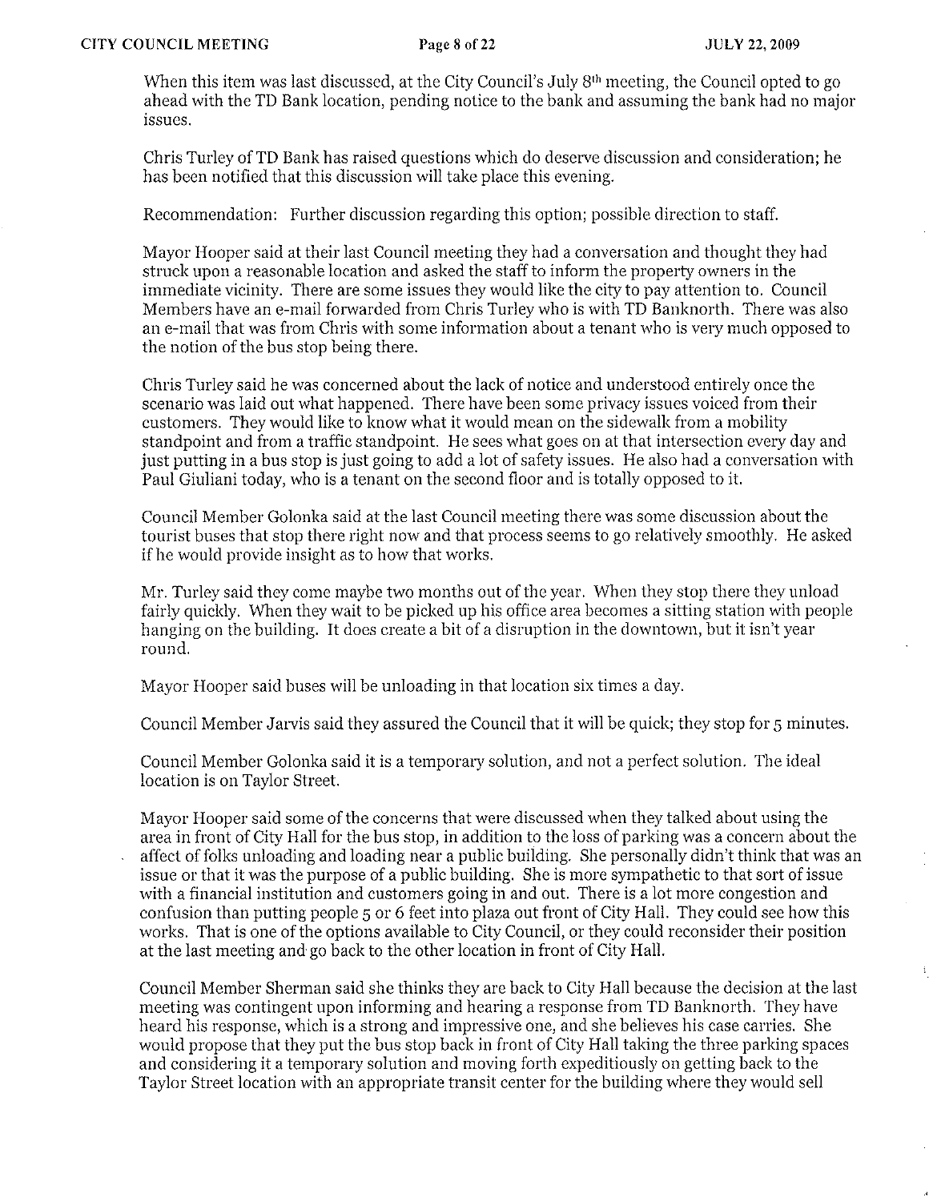When this item was last discussed, at the City Council's July 8th meeting, the Council opted to go ahead with the TD Bank location, pending notice to the bank and assuming the bank had no major issues.

Chris Turley of TD Bank has raised questions which do deserve discussion and consideration; he has been notified that this discussion will take place this evening.

Recommendation: Further discussion regarding this option; possible direction to staff.

Mayor Hooper said at their last Council meeting they had a conversation and thought they had struck upon a reasonable location and asked the staff to inform the property owners in the immediate vicinity. There are some issues they would like the city to pay attention to. Council Members have an e-mail forwarded from Chris Turley who is with TD Banknorth. There was also an e-mail that was from Chris with some information about a tenant who is very much opposed to the notion of the bus stop being there.

Chris Turley said he was concerned about the lack of notice and understood entirely once the scenario was laid out what happened. There have been some privacy issues voiced from their customers. They would like to know what it would mean on the sidewalk from a mobility standpoint and from a traffic standpoint. He sees what goes on at that intersection every day and just putting in a bus stop is just going to add a lot of safety issues. He also had a conversation with Paul Giuliani today, who is a tenant on the second floor and is totally opposed to it.

Council Member Golonka said at the last Council meeting there was some discussion about the tourist buses that stop there right now and that process seems to go relatively smoothly. He asked if he would provide insight as to how that works.

Mr. Turley said they come maybe two months out of the year. When they stop there they unload fairly quickly. When they wait to be picked up his office area becomes a sitting station with people hanging on the building. It does create a bit of a disruption in the downtown, but it isn't year round.

Mayor Hooper said buses will be unloading in that location six times a day.

Council Member Jarvis said they assured the Council that it will be quick; they stop for 5 minutes.

Council Member Golonka said it is a temporary solution, and not a perfect solution. The ideal location is on Taylor Street.

Mayor Hooper said some of the concerns that were discussed when they talked about using the area in front of City Hall for the bus stop, in addition to the loss of parking was a concern about the affect of folks unloading and loading near a public building. She personally didn't think that was an issue or that it was the purpose of a public building. She is more sympathetic to that sort of issue with a financial institution and customers going in and out. There is a lot more congestion and confusion than putting people 5 or 6 feet into plaza out front of City Hall. They could see how this works. That is one of the options available to City Council, or they could reconsider their position at the last meeting and go back to the other location in front of City Hall.

Council Member Sherman said she thinks they are back to City Hall because the decision at the last meeting was contingent upon informing and hearing a response from TD Banknorth. They have heard his response, which is a strong and impressive one, and she believes his case carries. She would propose that they put the bus stop back in front of City Hall taking the three parking spaces and considering it a temporary solution and moving forth expeditiously on getting back to the Taylor Street location with an appropriate transit center for the building where they would sell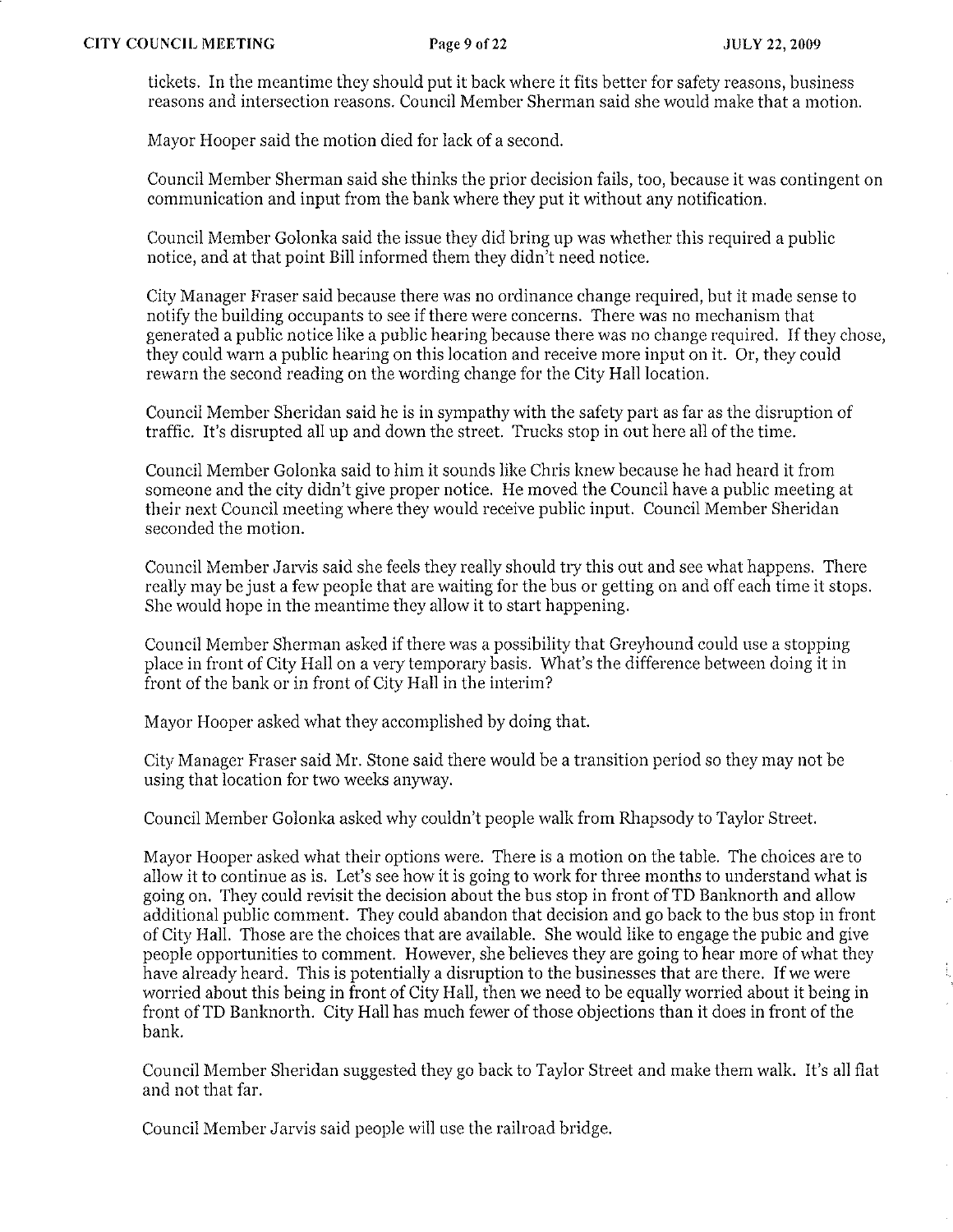tickets. In the meantime they should put it back where it fits better for safety reasons, business reasons and intersection reasons. Council Member Sherman said she would make that a motion.

Mayor Hooper said the motion died for lack of a second.

Council Member Sherman said she thinks the prior decision fails, too, because it was contingent on communication and input from the bank where they put it without any notification.

Council Member Golonka said the issue they did bring up was whether this required a public notice, and at that point Bill informed them they didn't need notice.

City Manager Fraser said because there was no ordinance change required, but it made sense to notify the building occupants to see if there were concerns. There was no mechanism that generated a public notice like a public hearing because there was no change required. If they chose, they could warn a public hearing on this location and receive more input on it. Or, they could rewarn the second reading on the wording change for the City Hall location.

Council Member Sheridan said he is in sympathy with the safety part as far as the disruption of traffic. It's disrupted all up and down the street. Trucks stop in out here all of the time.

Council Member Golonka said to him it sounds like Chris knew because he had heard it from someone and the city didn't give proper notice. He moved the Council have a public meeting at their next Council meeting where they would receive public input. Council Member Sheridan seconded the motion.

Council Member Jarvis said she feels they really should try this out and see what happens. There really may be just a few people that are waiting for the bus or getting on and off each time it stops. She would hope in the meantime they allow it to start happening.

Council Member Sherman asked if there was a possibility that Greyhound could use a stopping place in front of City Hall on a very temporary basis. What's the difference between doing it in front of the bank or in front of City Hall in the interim?

Mayor Hooper asked what they accomplished by doing that.

City Manager Fraser said Mr. Stone said there would be a transition period so they may not be using that location for two weeks anyway.

Council Member Golonka asked why couldn't people walk from Rhapsody to Taylor Street.

Mayor Hooper asked what their options were. There is a motion on the table. The choices are to allow it to continue as is. Let's see how it is going to work for three months to understand what is going on. They could revisit the decision about the bus stop in front of TD Banknorth and allow additional public comment. They could abandon that decision and go back to the bus stop in front of City Hall. Those are the choices that are available. She would like to engage the pubic and give people opportunities to comment. However, she believes they are going to hear more of what they have already heard. This is potentially a disruption to the businesses that are there. If we were worried about this being in front of City Hall, then we need to be equally worried about it being in front of TD Banknorth. City Hall has much fewer of those objections than it does in front of the bank.

Council Member Sheridan suggested they go back to Taylor Street and make them walk. It's all flat and not that far.

Council Member Jarvis said people will use the railroad bridge.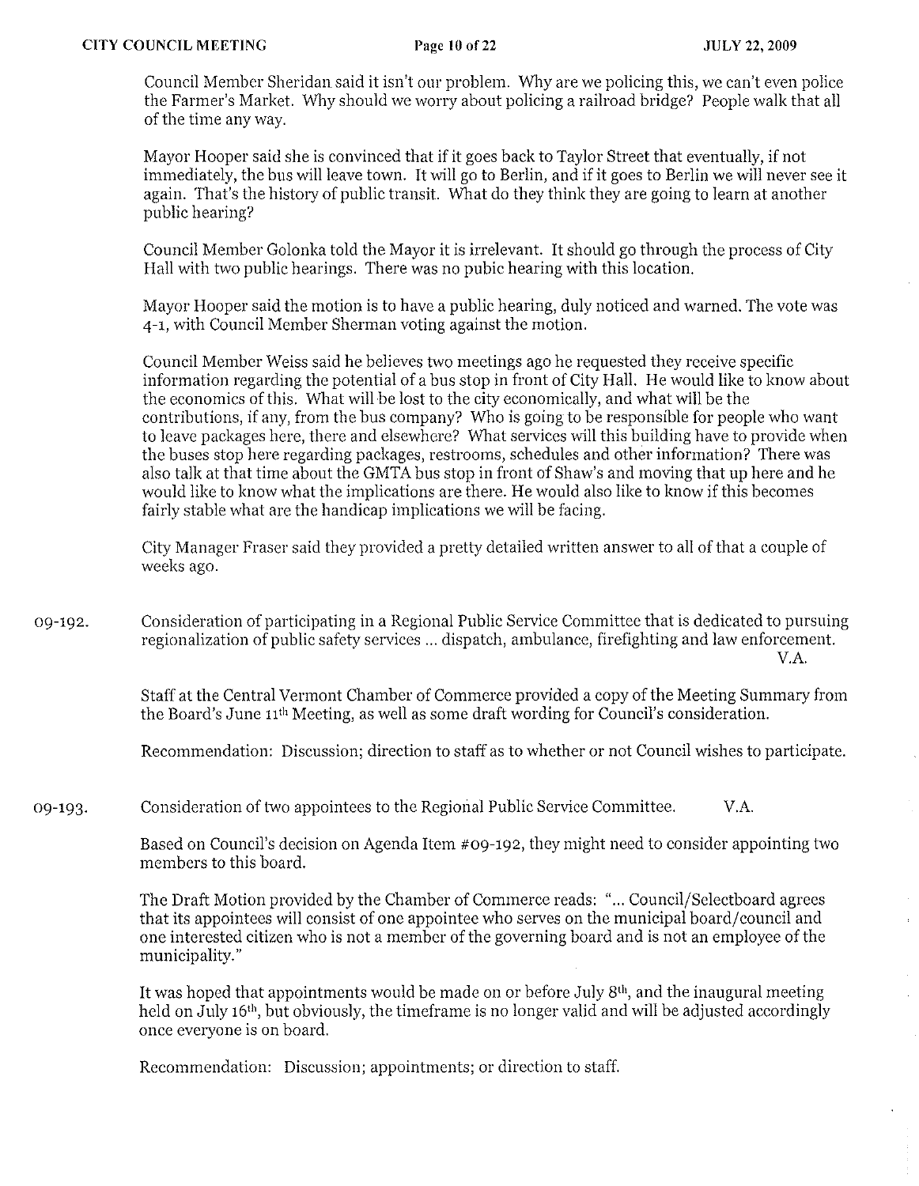Council Member Sheridan said it isn't our problem. Why are we policing this, we can't even police the Farmer's Market. Why should we worry about policing a railroad bridge? People walk that all of the time any way.

Mayor Hooper said she is convinced that if it goes back to Taylor Street that eventually, if not immediately, the bus will leave town. It will go to Berlin, and if it goes to Berlin we will never see it again. That's the history of public transit. What do they think they are going to learn at another public hearing?

Council Member Golonka told the Mayor it is irrelevant. It should go through the process of City Hall with two public hearings. There was no pubic hearing with this location.

Mayor Hooper said the motion is to have a public hearing, duly noticed and warned. The vote was 4-1, with Council Member Sherman voting against the motion.

Council Member Weiss said he believes two meetings ago he requested they receive specific information regarding the potential of a bus stop in front of City Hall. He would like to know about the economics of this. What will be lost to the city economically, and what will be the contributions, if any, from the bus company? Who is going to be responsible for people who want to leave packages here, there and elsewhere? What services will this building have to provide when the buses stop here regarding packages, restrooms, schedules and other information? There was also talk at that time about the GMTA bus stop in front of Shaw's and moving that up here and he would like to know what the implications are there. He would also like to know if this becomes fairly stable what are the handicap implications we will be facing.

City Manager Fraser said they provided a pretty detailed written answer to all of that a couple of weeks ago.

09-192. Consideration of participating in a Regional Public Service Committee that is dedicated to pursuing regionalization of public safety services ... dispatch, ambulance, firefighting and law enforcement. V.A.

Staff at the Central Vermont Chamber of Commerce provided a copy of the Meeting Summary from the Board's June 11th Meeting, as well as some draft wording for Council's consideration.

Recommendation: Discussion; direction to staff as to whether or not Council wishes to participate.

09-193. Consideration of two appointees to the Regional Public Service Committee. V.A.

Based on Council's decision on Agenda Item #09-192, they might need to consider appointing two members to this board.

The Draft Motion provided by the Chamber of Commerce reads: "... Council/Selectboard agrees that its appointees will consist of one appointee who serves on the municipal board/council and one interested citizen who is not a member of the governing board and is not an employee of the municipality."

It was hoped that appointments would be made on or before July 8th, and the inaugural meeting held on July 16th, but obviously, the timeframe is no longer valid and will be adjusted accordingly once everyone is on board.

Recommendation: Discussion; appointments; or direction to staff.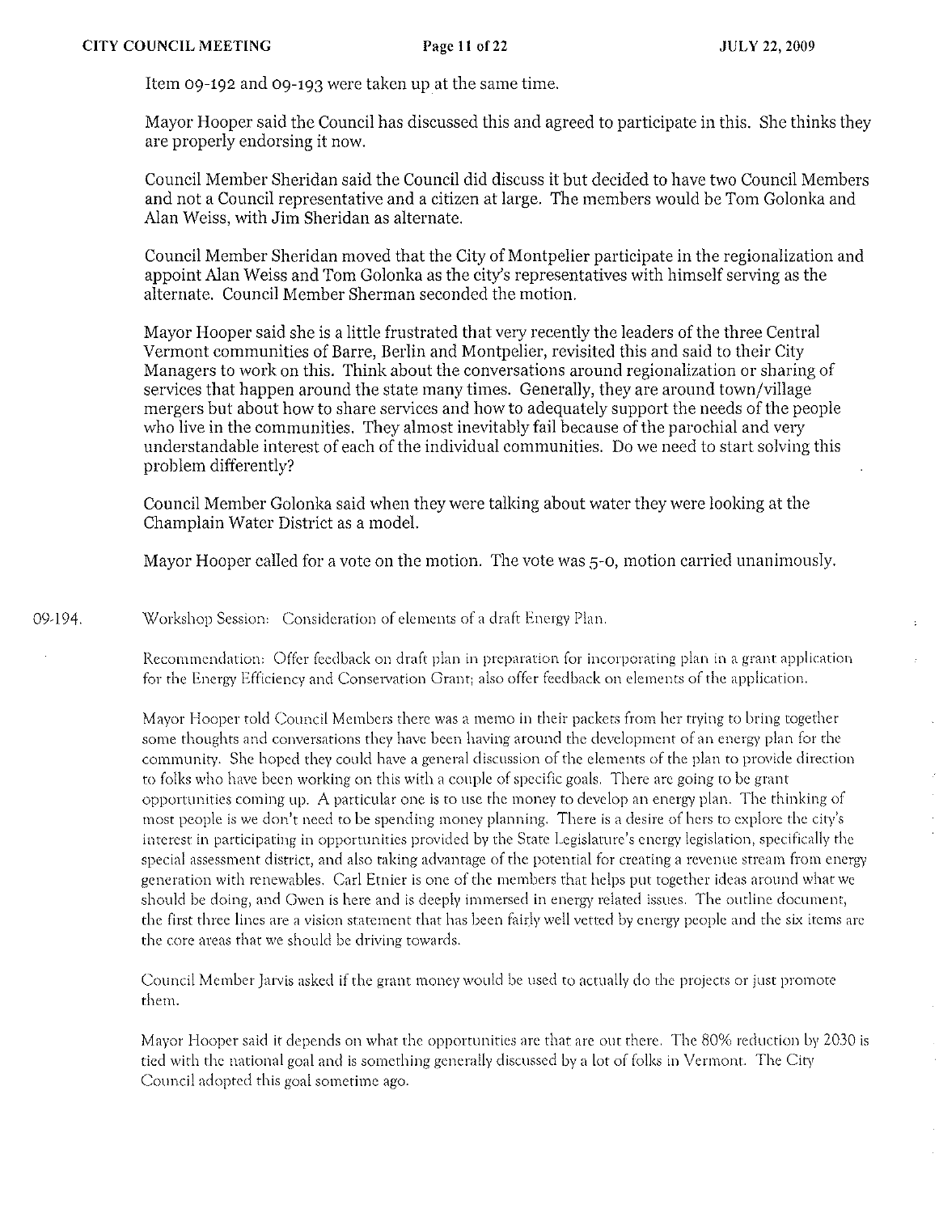Item 09-192 and 09-193 were taken up at the same time.

Mayor Hooper said the Council has discussed this and agreed to participate in this. She thinks they are properly endorsing it now.

Council Member Sheridan said the Council did discuss it but decided to have two Council Members and not a Council representative and a citizen at large. The members would be Tom Golonka and Alan Weiss, with Jim Sheridan as alternate.

Council Member Sheridan moved that the City of Montpelier participate in the regionalization and appoint Alan Weiss and Tom Golonka as the city's representatives with himself serving as the alternate. Council Member Sherman seconded the motion.

Mayor Hooper said she is a little frustrated that very recently the leaders of the three Central Vermont communities of Barre, Berlin and Montpelier, revisited this and said to their City Managers to work on this. Think about the conversations around regionalization or sharing of services that happen around the state many times. Generally, they are around town/village mergers but about how to share services and how to adequately support the needs of the people who live in the communities. They almost inevitably fail because of the parochial and very understandable interest of each of the individual communities. Do we need to start solving this problem differently?

Council Member Golonka said when they were talking about water they were looking at the Champlain Water District as a model.

Mayor Hooper called for a vote on the motion. The vote was 5-0, motion carried unanimously.

09-194. Workshop Session: Consideration of elements of a draft Energy Plan.

Recommendation: Offer feedback on draft plan in preparation for incorporating plan in a grant application for the Energy Efficiency and Conservation Grant; also offer feedback on elements of the application.

Mayor Hooper told Council Members there was a memo in their packets from her trying to bring together some thoughts and conversations they have been having around the development of an energy plan for the community. She hoped they could have a general discussion of the elements of the plan to provide direction to folks who have been working on this with a couple of specific goals. There are going to be grant opportunities coming up. A particular one is to use the money to develop an energy plan. The thinking of most people is we don't need to be spending money planning. There is a desire of hers to explore the city's interest in participating in opportunities provided by the State Legislature's energy legislation, specifically the special assessment district, and also taking advantage of the potential for creating a revenue stream from energy generation with renewables. Carl Etnier is one of the members that helps put together ideas around what we should be doing, and Gwen is here and is deeply immersed in energy related issues. The outline document, the first three lines are a vision statement that has been fairly well vetted by energy people and the six items are the core areas that we should be driving towards.

Council Member Jarvis asked if the grant money would be used to actually do the projects or just promote them.

Mayor Hooper said it depends on what the opportunities are that are out there. The 80% reduction by 2030 is tied with the national goal and is something generally discussed by a lot of folks in Vermont. The City Council adopted this goal sometime ago.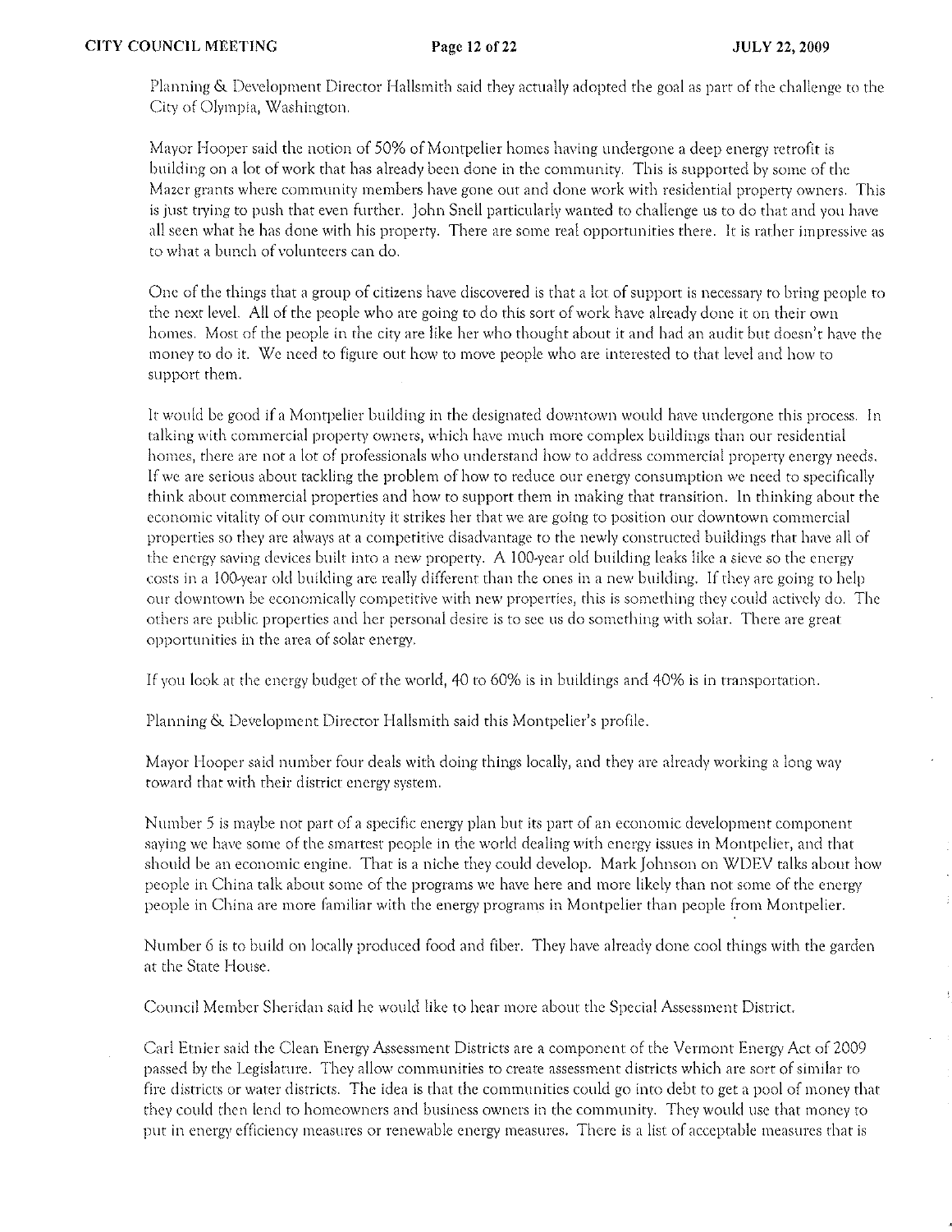Planning & Development Director Hallsmith said they actually adopted the goal as part of the challenge to the City of Olympia, Washington.

Mayor Hooper said the notion of 50% of Montpelier homes having undergone a deep energy retrofit is building on a lot of work that has already been done in the community. This is supported by some of the Mazer grants where community members have gone out and done work with residential property owners. This is just trying to push that even further. John Snell particularly wanted to challenge us to do that and you have all seen what he has done with his property. There are some real opportunities there. It is rather impressive as to what a bunch of volunteers can do.

One of the things that a group of citizens have discovered is that a lot of support is necessary to bring people to the next level. All of the people who are going to do this sort of work have already done it on their own homes. Most of the people in the city are like her who thought about it and had an audit but doesn't have the money to do it. We need to figure out how to move people who are interested to that level and how to support them.

It would be good if a Montpelier building in the designated downtown would have undergone this process. In talking with commercial property owners, which have much more complex buildings than our residential homes, there are not a lot of professionals who understand how to address commercial property energy needs. If we are serious about tackling the problem of how to reduce our energy consumption we need to specifically think about commercial properties and how to support them in making that transition. In thinking about the economic vitality of our community it strikes her that we are going to position our downtown commercial properties so they are always at a competitive disadvantage to the newly constructed buildings that have all of the energy saving devices built into a new property. A 100-year old building leaks like a sieve so the energy costs in a 100-year old building are really different than the ones in a new building. If they are going to help our downtown be economically competitive with new properties, this is something they could actively do. The others are public properties and her personal desire is to see us do something with solar. There are great opportunities in the area of solar energy.

If you look at the energy budget of the world, 40 to 60% is in buildings and 40% is in transportation.

Planning & Development Director Hallsmith said this Montpelier's profile.

Mayor Hooper said number four deals with doing things locally, and they are already working a long way toward that with their district energy system.

Number 5 is maybe not part of a specific energy plan but its part of an economic development component saying we have some of the smartest people in the world dealing with energy issues in Montpelier, and that should be an economic engine. That is a niche they could develop. Mark Johnson on WDEV talks about how people in China talk about some of the programs we have here and more likely than not some of the energy people in China are more familiar with the energy programs in Montpelier than people from Montpelier.

Number 6 is to build on locally produced food and fiber. They have already done cool things with the garden at the State House.

Council Member Sheridan said he would like to hear more about the Special Assessment District.

Carl Etnier said the Clean Energy Assessment Districts are a component of the Vermont Energy Act of 2009 passed by the Legislature. They allow communities to create assessment districts which are sort of similar to fire districts or water districts. The idea is that the communities could go into debt to get a pool of money that they could then lend to homeowners and business owners in the community. They would use that money to put in energy efficiency measures or renewable energy measures. There is a list of acceptable measures that is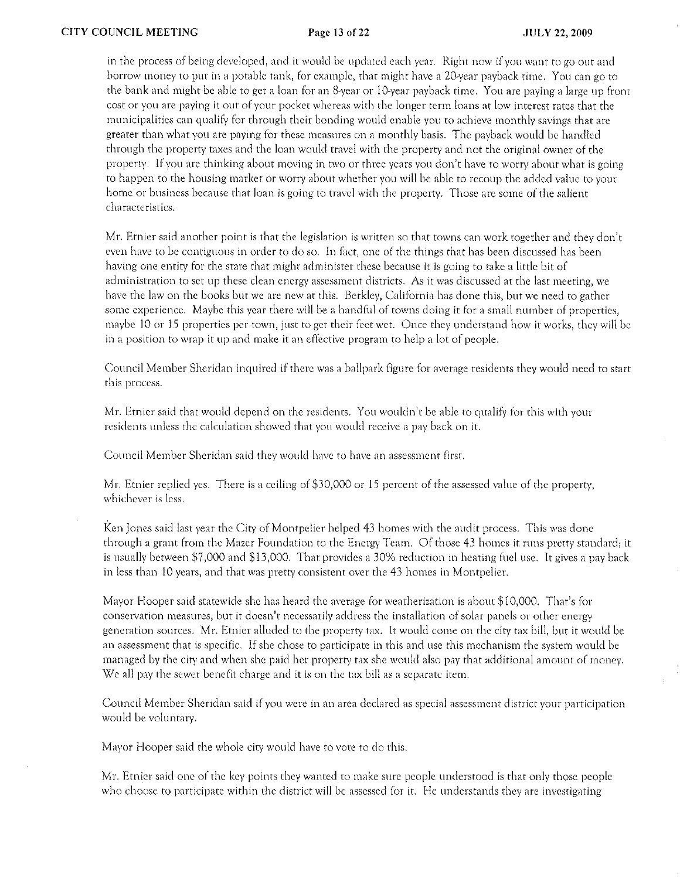in the process of being developed, and it would be updated each year. Right now if you want to go out and borrow money to put in a potable tank, for example, that might have a 20-year payback time. You can go to the bank and might be able to get a loan for an 8-year or 10-year payback time. You are paying a large up front cost or you are paying it out of your pocket whereas with the longer term loans at low interest rates that the municipalities can qualify for through their bonding would enable you to achieve monthly savings that are greater than what you are paying for these measures on a monthly basis. The payback would be handled through the property taxes and the loan would travel with the property and not the original owner of the property. If you are thinking about moving in two or three years you don't have to worry about what is going to happen to the housing market or worry about whether you will be able to recoup the added value to your home or business because that loan is going to travel with the property. Those are some of the salient characteristics.

Mr. Etnier said another point is that the legislation is written so that towns can work together and they don't even have to be contiguous in order to do so. In fact, one of the things that has been discussed has been having one entity for the state that might administer these because it is going to take a little bit of administration to set up these clean energy assessment districts. As it was discussed at the last meeting, we have the law on the books but we are new at this. Berkley, California has done this, but we need to gather some experience. Maybe this year there will be a handful of towns doing it for a small number of properties, maybe 10 or 15 properties per town, just to get their feet wet. Once they understand how it works, they will be in a position to wrap it up and make it an effective program to help a lot of people.

Council Member Sheridan inquired if there was a ballpark figure for average residents they would need to start this process.

Mr. Etnier said that would depend on the residents. You wouldn't be able to qualify for this with your residents unless the calculation showed that you would receive a pay back on it.

Council Member Sheridan said they would have to have an assessment first.

Mr. Etnier replied yes. There is a ceiling of $30,000 or 15 percent of the assessed value of the property, whichever is less.

Ken Jones said last year the City of Montpelier helped 43 homes with the audit process. This was done through a grant from the Mazer Foundation to the Energy Team. Of those 43 homes it runs pretty standard; it is usually between $7,000 and $13,000. That provides a 30% reduction in heating fuel use. It gives a pay back in less than 10 years, and that was pretty consistent over the 43 homes in Montpelier.

Mayor Hooper said statewide she has heard the average for weatherization is about $10,000. That's for conservation measures, but it doesn't necessarily address the installation of solar panels or other energy generation sources. Mr. Etnier alluded to the property tax. It would come on the city tax bill, but it would be an assessment that is specific. If she chose to participate in this and use this mechanism the system would be managed by the city and when she paid her property tax she would also pay that additional amount of money. We all pay the sewer benefit charge and it is on the tax bill as a separate item.

Council Member Sheridan said if you were in an area declared as special assessment district your participation would be voluntary.

Mayor Hooper said the whole city would have to vote to do this.

Mr. Etnier said one of the key points they wanted to make sure people understood is that only those people who choose to participate within the district will be assessed for it. He understands they are investigating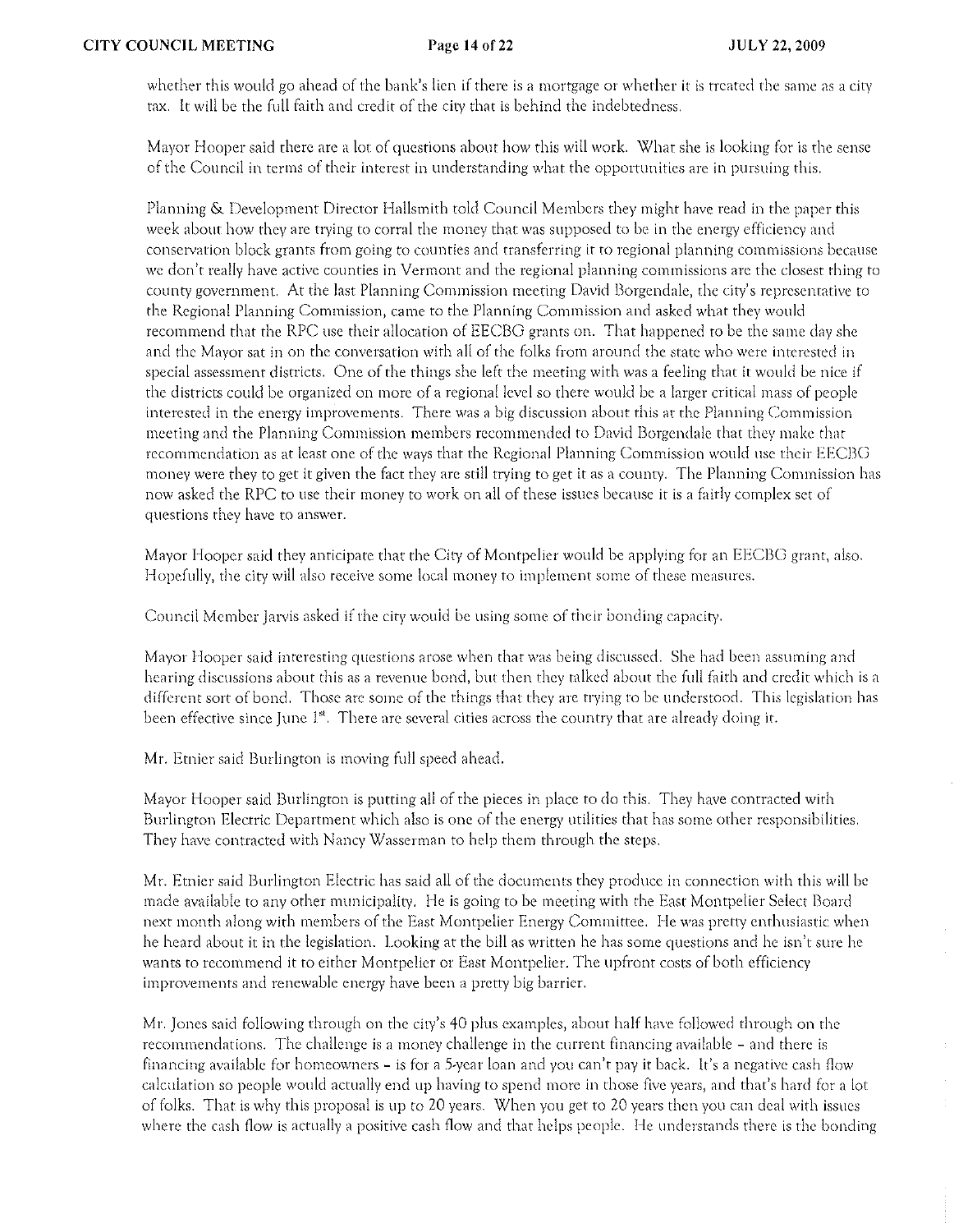whether this would go ahead of the bank's lien if there is a mortgage or whether it is treated the same as a city tax. It will be the full faith and credit of the city that is behind the indebtedness.

Mayor Hooper said there are a lot of questions about how this will work. What she is looking for is the sense of the Council in terms of their interest in understanding what the opportunities are in pursuing this.

Planning & Development Director Hallsmith told Council Members they might have read in the paper this week about how they are trying to corral the money that was supposed to be in the energy efficiency and conservation block grants from going to counties and transferring it to regional planning commissions because we don't really have active counties in Vermont and the regional planning commissions are the closest thing to county government. At the last Planning Commission meeting David Borgendale, the city's representative to the Regional Planning Commission, came to the Planning Commission and asked what they would recommend that the RPC use their allocation of EECBG grants on. That happened to be the same day she and the Mayor sat in on the conversation with all of the folks from around the state who were interested in special assessment districts. One of the things she left the meeting with was a feeling that it would be nice if the districts could be organized on more of a regional level so there would be a larger critical mass of people interested in the energy improvements. There was a big discussion about this at the Planning Commission meeting and the Planning Commission members recommended to David Borgendale that they make that recommendation as at least one of the ways that the Regional Planning Commission would use their EECBG money were they to get it given the fact they are still trying to get it as a county. The Planning Commission has now asked the RPC to use their money to work on all of these issues because it is a fairly complex set of questions they have to answer.

Mayor Hooper said they anticipate that the City of Montpelier would be applying for an EECBG grant, also. Hopefully, the city will also receive some local money to implement some of these measures.

Council Member Jarvis asked if the city would be using some of their bonding capacity.

Mayor Hooper said interesting questions arose when that was being discussed. She had been assuming and hearing discussions about this as a revenue bond, but then they talked about the full faith and credit which is a different sort of bond. Those are some of the things that they are trying to be understood. This legislation has been effective since June 1st. There are several cities across the country that are already doing it.

Mr. Etnier said Burlington is moving full speed ahead.

Mayor Hooper said Burlington is putting all of the pieces in place to do this. They have contracted with Burlington Electric Department which also is one of the energy utilities that has some other responsibilities. They have contracted with Nancy Wasserman to help them through the steps.

Mr. Etnier said Burlington Electric has said all of the documents they produce in connection with this will be made available to any other municipality. He is going to be meeting with the East Montpelier Select Board next month along with members of the East Montpelier Energy Committee. He was pretty enthusiastic when he heard about it in the legislation. Looking at the bill as written he has some questions and he isn't sure he wants to recommend it to either Montpelier or East Montpelier. The upfront costs of both efficiency improvements and renewable energy have been a pretty big barrier.

Mr. Jones said following through on the city's 40 plus examples, about half have followed through on the recommendations. The challenge is a money challenge in the current financing available – and there is financing available for homeowners – is for a 5-year loan and you can't pay it back. It's a negative cash flow calculation so people would actually end up having to spend more in those five years, and that's hard for a lot of folks. That is why this proposal is up to 20 years. When you get to 20 years then you can deal with issues where the cash flow is actually a positive cash flow and that helps people. He understands there is the bonding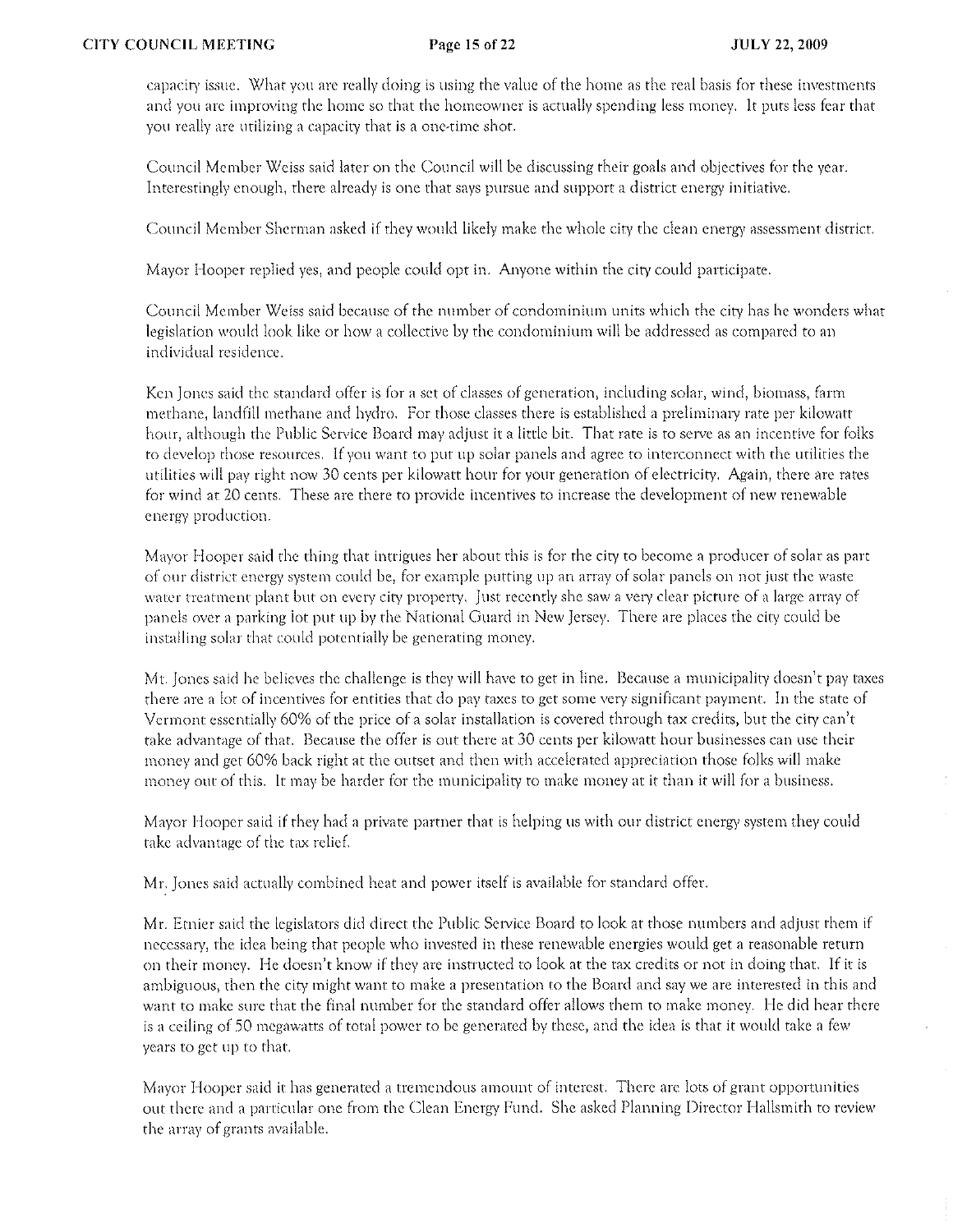capacity issue. What you are really doing is using the value of the home as the real basis for these investments and you are improving the home so that the homeowner is actually spending less money. It puts less fear that you really are utilizing a capacity that is a one-time shot.

Council Member Weiss said later on the Council will be discussing their goals and objectives for the year. Interestingly enough, there already is one that says pursue and support a district energy initiative.

Council Member Sherman asked if they would likely make the whole city the clean energy assessment district.

Mayor Hooper replied yes, and people could opt in. Anyone within the city could participate.

Council Member Weiss said because of the number of condominium units which the city has he wonders what legislation would look like or how a collective by the condominium will be addressed as compared to an individual residence.

Ken Jones said the standard offer is for a set of classes of generation, including solar, wind, biomass, farm methane, landfill methane and hydro. For those classes there is established a preliminary rate per kilowatt hour, although the Public Service Board may adjust it a little bit. That rate is to serve as an incentive for folks to develop those resources. If you want to put up solar panels and agree to interconnect with the utilities the utilities will pay right now 30 cents per kilowatt hour for your generation of electricity. Again, there are rates for wind at 20 cents. These are there to provide incentives to increase the development of new renewable energy production.

Mayor Hooper said the thing that intrigues her about this is for the city to become a producer of solar as part of our district energy system could be, for example putting up an array of solar panels on not just the waste water treatment plant but on every city property. Just recently she saw a very clear picture of a large array of panels over a parking lot put up by the National Guard in New Jersey. There are places the city could be installing solar that could potentially be generating money.

Mr. Jones said he believes the challenge is they will have to get in line. Because a municipality doesn't pay taxes there are a lot of incentives for entities that do pay taxes to get some very significant payment. In the state of Vermont essentially 60% of the price of a solar installation is covered through tax credits, but the city can't take advantage of that. Because the offer is out there at 30 cents per kilowatt hour businesses can use their money and get 60% back right at the outset and then with accelerated appreciation those folks will make money out of this. It may be harder for the municipality to make money at it than it will for a business.

Mayor Hooper said if they had a private partner that is helping us with our district energy system they could take advantage of the tax relief.

Mr. Jones said actually combined heat and power itself is available for standard offer.

Mr. Etnier said the legislators did direct the Public Service Board to look at those numbers and adjust them if necessary, the idea being that people who invested in these renewable energies would get a reasonable return on their money. He doesn't know if they are instructed to look at the tax credits or not in doing that. If it is ambiguous, then the city might want to make a presentation to the Board and say we are interested in this and want to make sure that the final number for the standard offer allows them to make money. He did hear there is a ceiling of 50 megawatts of total power to be generated by these, and the idea is that it would take a few years to get up to that.

Mayor Hooper said it has generated a tremendous amount of interest. There are lots of grant opportunities out there and a particular one from the Clean Energy Fund. She asked Planning Director Hallsmith to review the array of grants available.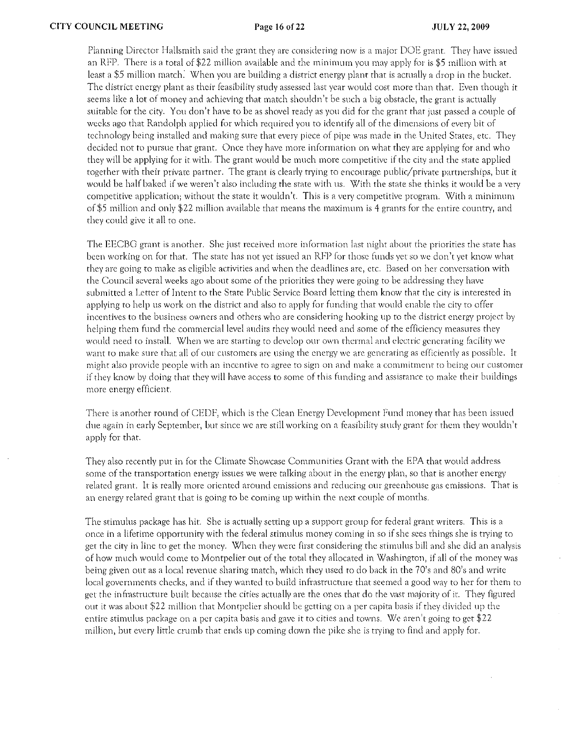Planning Director Hallsmith said the grant they are considering now is a major DOE grant. They have issued an RFP. There is a total of $22 million available and the minimum you may apply for is $5 million with at least a $5 million match. When you are building a district energy plant that is actually a drop in the bucket. The district energy plant as their feasibility study assessed last year would cost more than that. Even though it seems like a lot of money and achieving that match shouldn't be such a big obstacle, the grant is actually suitable for the city. You don't have to be as shovel ready as you did for the grant that just passed a couple of weeks ago that Randolph applied for which required you to identify all of the dimensions of every bit of technology being installed and making sure that every piece of pipe was made in the United States, etc. They decided not to pursue that grant. Once they have more information on what they are applying for and who they will be applying for it with. The grant would be much more competitive if the city and the state applied together with their private partner. The grant is clearly trying to encourage public/private partnerships, but it would be half baked if we weren't also including the state with us. With the state she thinks it would be a very competitive application; without the state it wouldn't. This is a very competitive program. With a minimum of $5 million and only $22 million available that means the maximum is 4 grants for the entire country, and they could give it all to one.

The EECBG grant is another. She just received more information last night about the priorities the state has been working on for that. The state has not yet issued an RFP for those funds yet so we don't yet know what they are going to make as eligible activities and when the deadlines are, etc. Based on her conversation with the Council several weeks ago about some of the priorities they were going to be addressing they have submitted a Letter of Intent to the State Public Service Board letting them know that the city is interested in applying to help us work on the district and also to apply for funding that would enable the city to offer incentives to the business owners and others who are considering hooking up to the district energy project by helping them fund the commercial level audits they would need and some of the efficiency measures they would need to install. When we are starting to develop our own thermal and electric generating facility we want to make sure that all of our customers are using the energy we are generating as efficiently as possible. It might also provide people with an incentive to agree to sign on and make a commitment to being our customer if they know by doing that they will have access to some of this funding and assistance to make their buildings more energy efficient.

There is another round of CEDF, which is the Clean Energy Development Fund money that has been issued due again in early September, but since we are still working on a feasibility study grant for them they wouldn't apply for that.

They also recently put in for the Climate Showcase Communities Grant with the EPA that would address some of the transportation energy issues we were talking about in the energy plan, so that is another energy related grant. It is really more oriented around emissions and reducing our greenhouse gas emissions. That is an energy related grant that is going to be coming up within the next couple of months.

The stimulus package has hit. She is actually setting up a support group for federal grant writers. This is a once in a lifetime opportunity with the federal stimulus money coming in so if she sees things she is trying to get the city in line to get the money. When they were first considering the stimulus bill and she did an analysis of how much would come to Montpelier out of the total they allocated in Washington, if all of the money was being given out as a local revenue sharing match, which they used to do back in the 70's and 80's and write local governments checks, and if they wanted to build infrastructure that seemed a good way to her for them to get the infrastructure built because the cities actually are the ones that do the vast majority of it. They figured out it was about $22 million that Montpelier should be getting on a per capita basis if they divided up the entire stimulus package on a per capita basis and gave it to cities and towns. We aren't going to get $22 million, but every little crumb that ends up coming down the pike she is trying to find and apply for.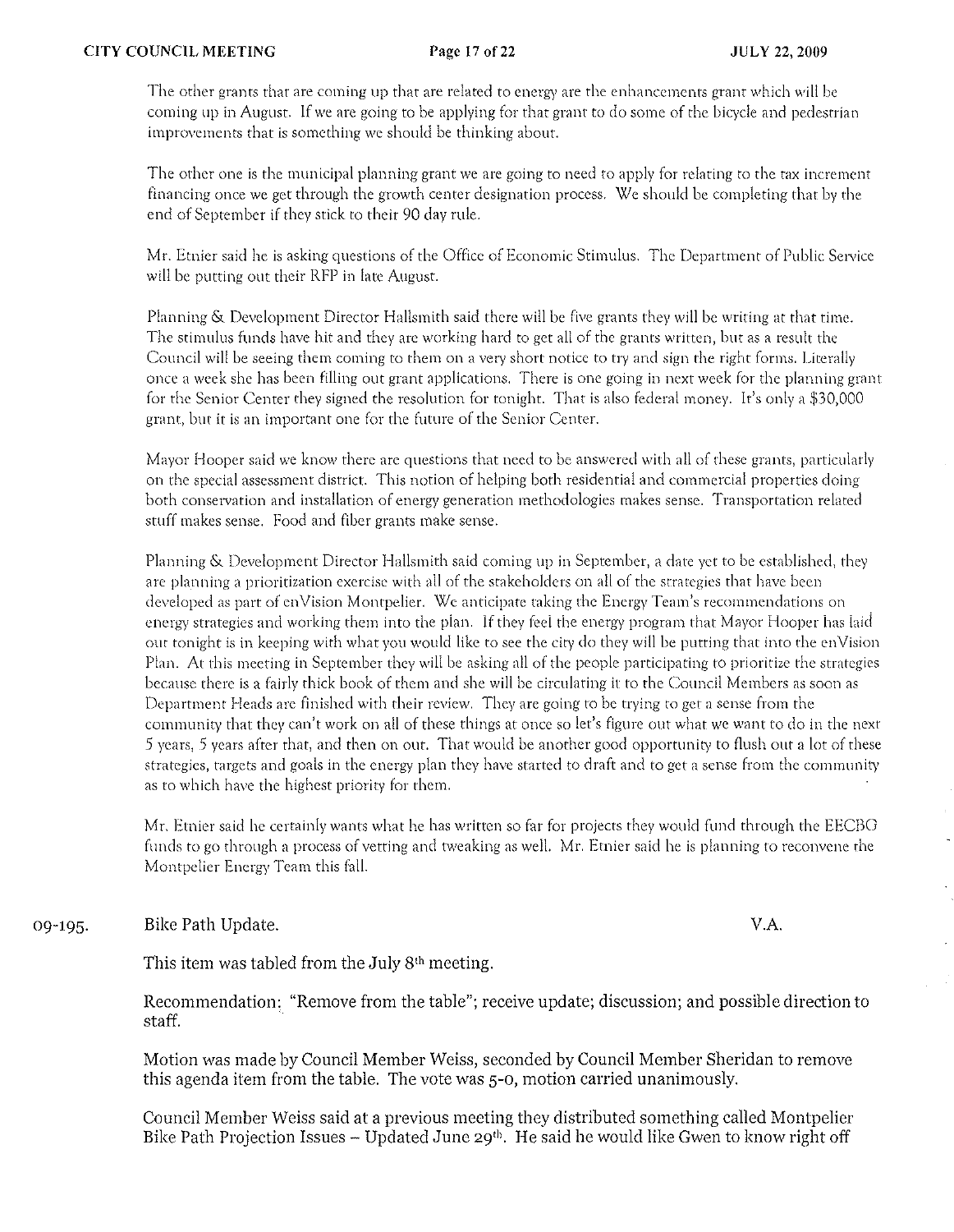The other grants that are coming up that are related to energy are the enhancements grant which will be coming up in August. If we are going to be applying for that grant to do some of the bicycle and pedestrian improvements that is something we should be thinking about.

The other one is the municipal planning grant we are going to need to apply for relating to the tax increment financing once we get through the growth center designation process. We should be completing that by the end of September if they stick to their 90 day rule.

Mr. Etnier said he is asking questions of the Office of Economic Stimulus. The Department of Public Service will be putting out their RFP in late August.

Planning & Development Director Hallsmith said there will be five grants they will be writing at that time. The stimulus funds have hit and they are working hard to get all of the grants written, but as a result the Council will be seeing them coming to them on a very short notice to try and sign the right forms. Literally once a week she has been filling out grant applications. There is one going in next week for the planning grant for the Senior Center they signed the resolution for tonight. That is also federal money. It's only a $30,000 grant, but it is an important one for the future of the Senior Center.

Mayor Hooper said we know there are questions that need to be answered with all of these grants, particularly on the special assessment district. This notion of helping both residential and commercial properties doing both conservation and installation of energy generation methodologies makes sense. Transportation related stuff makes sense. Food and fiber grants make sense.

Planning & Development Director Hallsmith said coming up in September, a date yet to be established, they are planning a prioritization exercise with all of the stakeholders on all of the strategies that have been developed as part of enVision Montpelier. We anticipate taking the Energy Team's recommendations on energy strategies and working them into the plan. If they feel the energy program that Mayor Hooper has laid out tonight is in keeping with what you would like to see the city do they will be putting that into the enVision Plan. At this meeting in September they will be asking all of the people participating to prioritize the strategies because there is a fairly thick book of them and she will be circulating it to the Council Members as soon as Department Heads are finished with their review. They are going to be trying to get a sense from the community that they can't work on all of these things at once so let's figure out what we want to do in the next 5 years, 5 years after that, and then on out. That would be another good opportunity to flush out a lot of these strategies, targets and goals in the energy plan they have started to draft and to get a sense from the community as to which have the highest priority for them.

Mr. Etnier said he certainly wants what he has written so far for projects they would fund through the EECBG funds to go through a process of vetting and tweaking as well. Mr. Etnier said he is planning to reconvene the Montpelier Energy Team this fall.

09-195. Bike Path Update. V.A.

This item was tabled from the July 8th meeting.

Recommendation: "Remove from the table"; receive update; discussion; and possible direction to staff.

Motion was made by Council Member Weiss, seconded by Council Member Sheridan to remove this agenda item from the table. The vote was 5-0, motion carried unanimously.

Council Member Weiss said at a previous meeting they distributed something called Montpelier Bike Path Projection Issues – Updated June 29th. He said he would like Gwen to know right off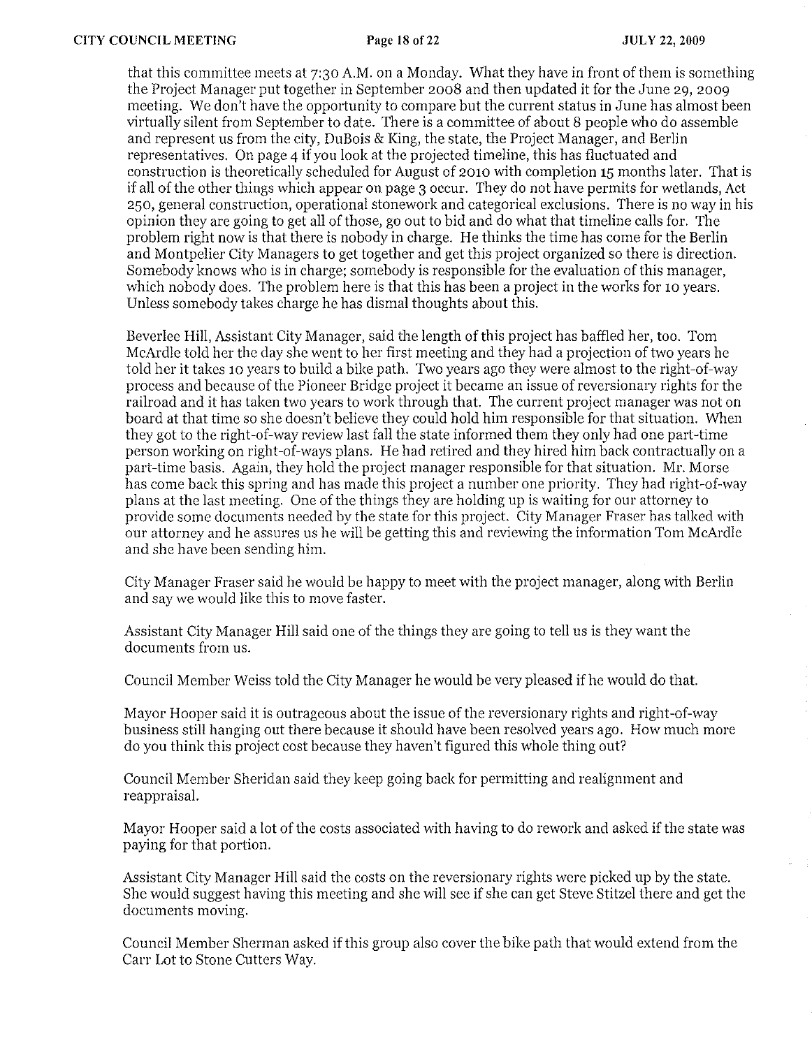that this committee meets at 7:30 A.M. on a Monday. What they have in front of them is something the Project Manager put together in September 2008 and then updated it for the June 29, 2009 meeting. We don't have the opportunity to compare but the current status in June has almost been virtually silent from September to date. There is a committee of about 8 people who do assemble and represent us from the city, DuBois & King, the state, the Project Manager, and Berlin representatives. On page 4 if you look at the projected timeline, this has fluctuated and construction is theoretically scheduled for August of 2010 with completion 15 months later. That is if all of the other things which appear on page 3 occur. They do not have permits for wetlands, Act 250, general construction, operational stonework and categorical exclusions. There is no way in his opinion they are going to get all of those, go out to bid and do what that timeline calls for. The problem right now is that there is nobody in charge. He thinks the time has come for the Berlin and Montpelier City Managers to get together and get this project organized so there is direction. Somebody knows who is in charge; somebody is responsible for the evaluation of this manager, which nobody does. The problem here is that this has been a project in the works for 10 years. Unless somebody takes charge he has dismal thoughts about this.

Beverlee Hill, Assistant City Manager, said the length of this project has baffled her, too. Tom McArdle told her the day she went to her first meeting and they had a projection of two years he told her it takes 10 years to build a bike path. Two years ago they were almost to the right-of-way process and because of the Pioneer Bridge project it became an issue of reversionary rights for the railroad and it has taken two years to work through that. The current project manager was not on board at that time so she doesn't believe they could hold him responsible for that situation. When they got to the right-of-way review last fall the state informed them they only had one part-time person working on right-of-ways plans. He had retired and they hired him back contractually on a part-time basis. Again, they hold the project manager responsible for that situation. Mr. Morse has come back this spring and has made this project a number one priority. They had right-of-way plans at the last meeting. One of the things they are holding up is waiting for our attorney to provide some documents needed by the state for this project. City Manager Fraser has talked with our attorney and he assures us he will be getting this and reviewing the information Tom McArdle and she have been sending him.

City Manager Fraser said he would be happy to meet with the project manager, along with Berlin and say we would like this to move faster.

Assistant City Manager Hill said one of the things they are going to tell us is they want the documents from us.

Council Member Weiss told the City Manager he would be very pleased if he would do that.

Mayor Hooper said it is outrageous about the issue of the reversionary rights and right-of-way business still hanging out there because it should have been resolved years ago. How much more do you think this project cost because they haven't figured this whole thing out?

Council Member Sheridan said they keep going back for permitting and realignment and reappraisal.

Mayor Hooper said a lot of the costs associated with having to do rework and asked if the state was paying for that portion.

Assistant City Manager Hill said the costs on the reversionary rights were picked up by the state. She would suggest having this meeting and she will see if she can get Steve Stitzel there and get the documents moving.

Council Member Sherman asked if this group also cover the bike path that would extend from the Carr Lot to Stone Cutters Way.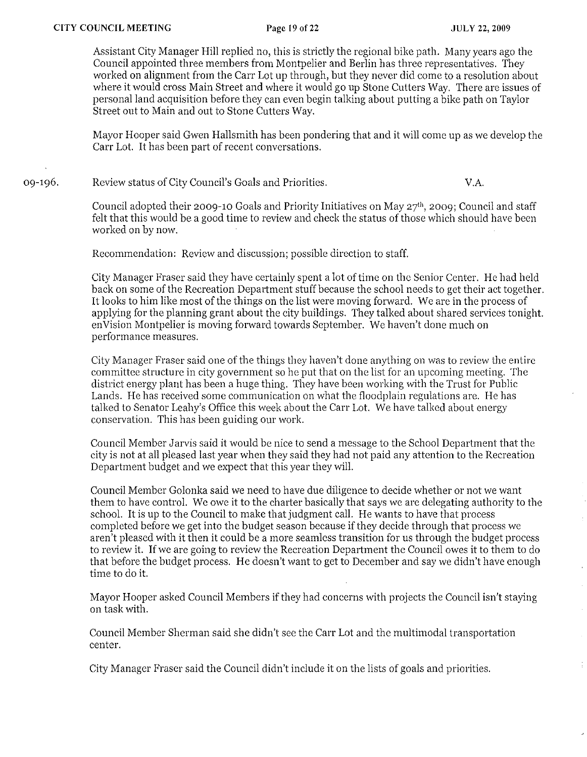Assistant City Manager Hill replied no, this is strictly the regional bike path. Many years ago the Council appointed three members from Montpelier and Berlin has three representatives. They worked on alignment from the Carr Lot up through, but they never did come to a resolution about where it would cross Main Street and where it would go up Stone Cutters Way. There are issues of personal land acquisition before they can even begin talking about putting a bike path on Taylor Street out to Main and out to Stone Cutters Way.

Mayor Hooper said Gwen Hallsmith has been pondering that and it will come up as we develop the Carr Lot. It has been part of recent conversations.

09-196. Review status of City Council's Goals and Priorities. V.A.

Council adopted their 2009-10 Goals and Priority Initiatives on May 27th, 2009; Council and staff felt that this would be a good time to review and check the status of those which should have been worked on by now.

Recommendation: Review and discussion; possible direction to staff.

City Manager Fraser said they have certainly spent a lot of time on the Senior Center. He had held back on some of the Recreation Department stuff because the school needs to get their act together. It looks to him like most of the things on the list were moving forward. We are in the process of applying for the planning grant about the city buildings. They talked about shared services tonight. enVision Montpelier is moving forward towards September. We haven't done much on performance measures.

City Manager Fraser said one of the things they haven't done anything on was to review the entire committee structure in city government so he put that on the list for an upcoming meeting. The district energy plant has been a huge thing. They have been working with the Trust for Public Lands. He has received some communication on what the floodplain regulations are. He has talked to Senator Leahy's Office this week about the Carr Lot. We have talked about energy conservation. This has been guiding our work.

Council Member Jarvis said it would be nice to send a message to the School Department that the city is not at all pleased last year when they said they had not paid any attention to the Recreation Department budget and we expect that this year they will.

Council Member Golonka said we need to have due diligence to decide whether or not we want them to have control. We owe it to the charter basically that says we are delegating authority to the school. It is up to the Council to make that judgment call. He wants to have that process completed before we get into the budget season because if they decide through that process we aren't pleased with it then it could be a more seamless transition for us through the budget process to review it. If we are going to review the Recreation Department the Council owes it to them to do that before the budget process. He doesn't want to get to December and say we didn't have enough time to do it.

Mayor Hooper asked Council Members if they had concerns with projects the Council isn't staying on task with.

Council Member Sherman said she didn't see the Carr Lot and the multimodal transportation center.

City Manager Fraser said the Council didn't include it on the lists of goals and priorities.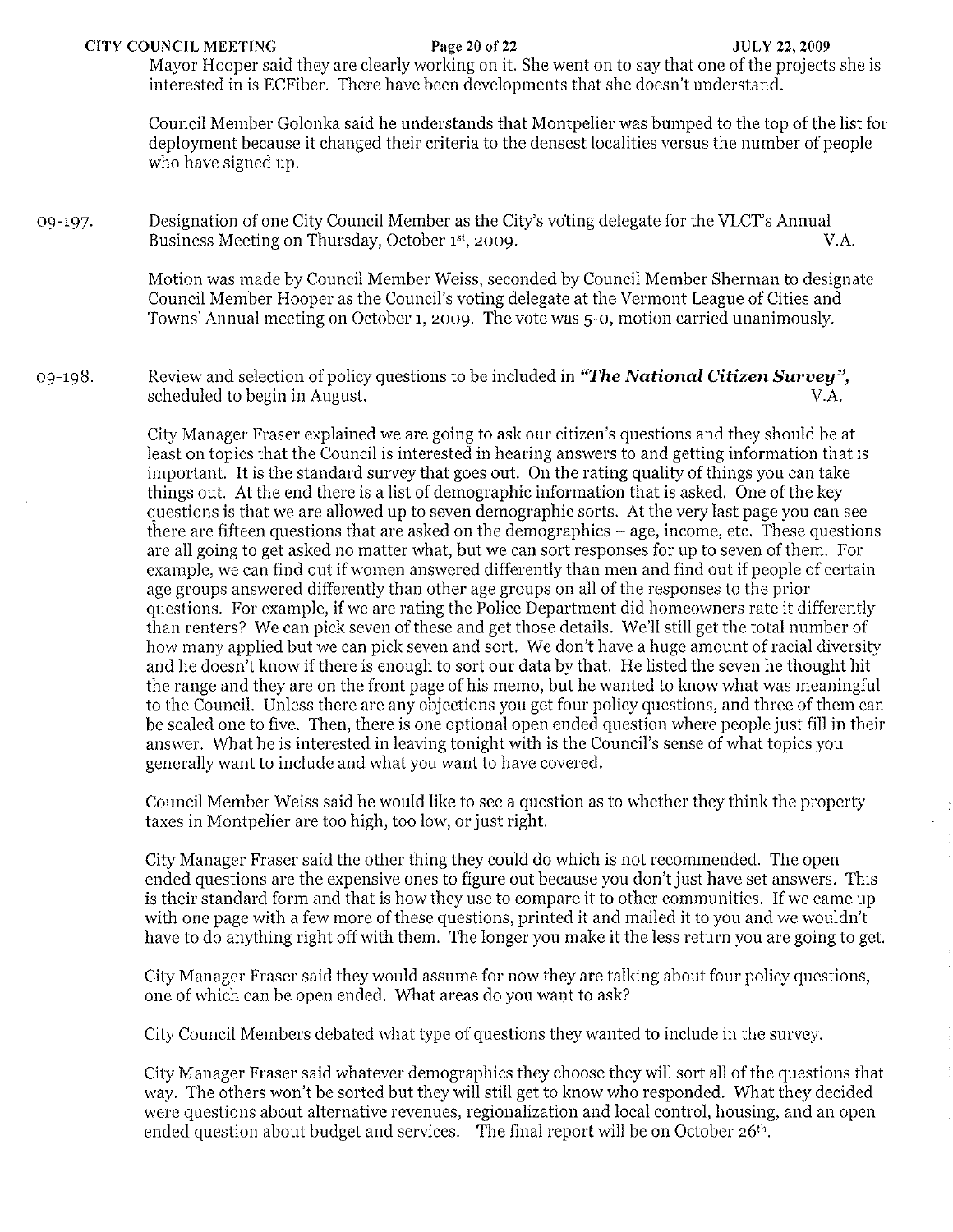Mayor Hooper said they are clearly working on it. She went on to say that one of the projects she is interested in is ECFiber. There have been developments that she doesn't understand.

Council Member Golonka said he understands that Montpelier was bumped to the top of the list for deployment because it changed their criteria to the densest localities versus the number of people who have signed up.

09-197. Designation of one City Council Member as the City's voting delegate for the VLCT's Annual Business Meeting on Thursday, October 1st, 2009. V.A.

Motion was made by Council Member Weiss, seconded by Council Member Sherman to designate Council Member Hooper as the Council's voting delegate at the Vermont League of Cities and Towns' Annual meeting on October 1, 2009. The vote was 5-0, motion carried unanimously.

09-198. Review and selection of policy questions to be included in ***"The National Citizen Survey"***, scheduled to begin in August. V.A.

City Manager Fraser explained we are going to ask our citizen's questions and they should be at least on topics that the Council is interested in hearing answers to and getting information that is important. It is the standard survey that goes out. On the rating quality of things you can take things out. At the end there is a list of demographic information that is asked. One of the key questions is that we are allowed up to seven demographic sorts. At the very last page you can see there are fifteen questions that are asked on the demographics – age, income, etc. These questions are all going to get asked no matter what, but we can sort responses for up to seven of them. For example, we can find out if women answered differently than men and find out if people of certain age groups answered differently than other age groups on all of the responses to the prior questions. For example, if we are rating the Police Department did homeowners rate it differently than renters? We can pick seven of these and get those details. We'll still get the total number of how many applied but we can pick seven and sort. We don't have a huge amount of racial diversity and he doesn't know if there is enough to sort our data by that. He listed the seven he thought hit the range and they are on the front page of his memo, but he wanted to know what was meaningful to the Council. Unless there are any objections you get four policy questions, and three of them can be scaled one to five. Then, there is one optional open ended question where people just fill in their answer. What he is interested in leaving tonight with is the Council's sense of what topics you generally want to include and what you want to have covered.

Council Member Weiss said he would like to see a question as to whether they think the property taxes in Montpelier are too high, too low, or just right.

City Manager Fraser said the other thing they could do which is not recommended. The open ended questions are the expensive ones to figure out because you don't just have set answers. This is their standard form and that is how they use to compare it to other communities. If we came up with one page with a few more of these questions, printed it and mailed it to you and we wouldn't have to do anything right off with them. The longer you make it the less return you are going to get.

City Manager Fraser said they would assume for now they are talking about four policy questions, one of which can be open ended. What areas do you want to ask?

City Council Members debated what type of questions they wanted to include in the survey.

City Manager Fraser said whatever demographics they choose they will sort all of the questions that way. The others won't be sorted but they will still get to know who responded. What they decided were questions about alternative revenues, regionalization and local control, housing, and an open ended question about budget and services. The final report will be on October 26th.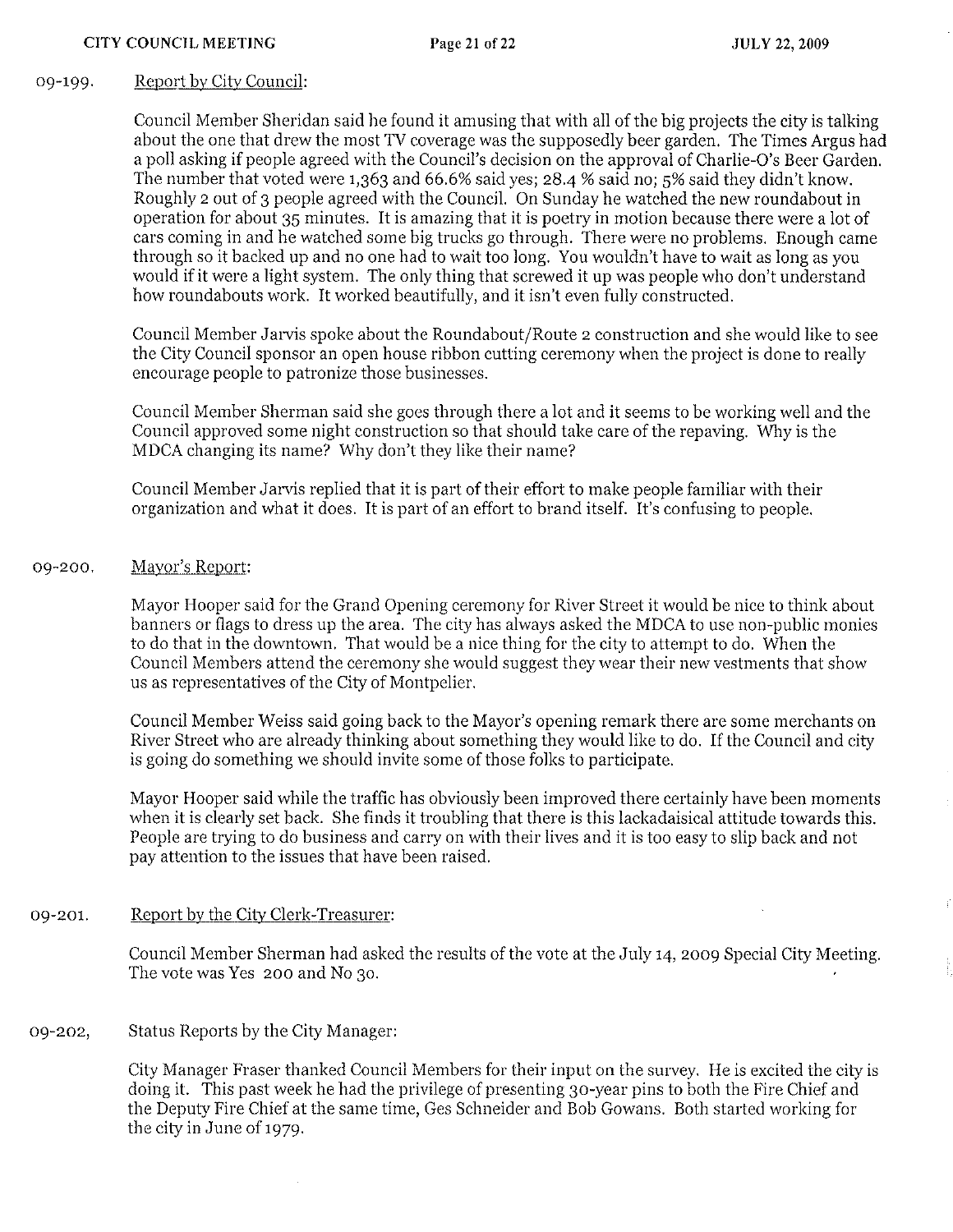09-199. Report by City Council:

Council Member Sheridan said he found it amusing that with all of the big projects the city is talking about the one that drew the most TV coverage was the supposedly beer garden. The Times Argus had a poll asking if people agreed with the Council's decision on the approval of Charlie-O's Beer Garden. The number that voted were 1,363 and 66.6% said yes; 28.4 % said no; 5% said they didn't know. Roughly 2 out of 3 people agreed with the Council. On Sunday he watched the new roundabout in operation for about 35 minutes. It is amazing that it is poetry in motion because there were a lot of cars coming in and he watched some big trucks go through. There were no problems. Enough came through so it backed up and no one had to wait too long. You wouldn't have to wait as long as you would if it were a light system. The only thing that screwed it up was people who don't understand how roundabouts work. It worked beautifully, and it isn't even fully constructed.

Council Member Jarvis spoke about the Roundabout/Route 2 construction and she would like to see the City Council sponsor an open house ribbon cutting ceremony when the project is done to really encourage people to patronize those businesses.

Council Member Sherman said she goes through there a lot and it seems to be working well and the Council approved some night construction so that should take care of the repaving. Why is the MDCA changing its name? Why don't they like their name?

Council Member Jarvis replied that it is part of their effort to make people familiar with their organization and what it does. It is part of an effort to brand itself. It's confusing to people.

09-200. Mayor's Report:

Mayor Hooper said for the Grand Opening ceremony for River Street it would be nice to think about banners or flags to dress up the area. The city has always asked the MDCA to use non-public monies to do that in the downtown. That would be a nice thing for the city to attempt to do. When the Council Members attend the ceremony she would suggest they wear their new vestments that show us as representatives of the City of Montpelier.

Council Member Weiss said going back to the Mayor's opening remark there are some merchants on River Street who are already thinking about something they would like to do. If the Council and city is going do something we should invite some of those folks to participate.

Mayor Hooper said while the traffic has obviously been improved there certainly have been moments when it is clearly set back. She finds it troubling that there is this lackadaisical attitude towards this. People are trying to do business and carry on with their lives and it is too easy to slip back and not pay attention to the issues that have been raised.

09-201. Report by the City Clerk-Treasurer:

Council Member Sherman had asked the results of the vote at the July 14, 2009 Special City Meeting. The vote was Yes 200 and No 30.

09-202, Status Reports by the City Manager:

City Manager Fraser thanked Council Members for their input on the survey. He is excited the city is doing it. This past week he had the privilege of presenting 30-year pins to both the Fire Chief and the Deputy Fire Chief at the same time, Ges Schneider and Bob Gowans. Both started working for the city in June of 1979.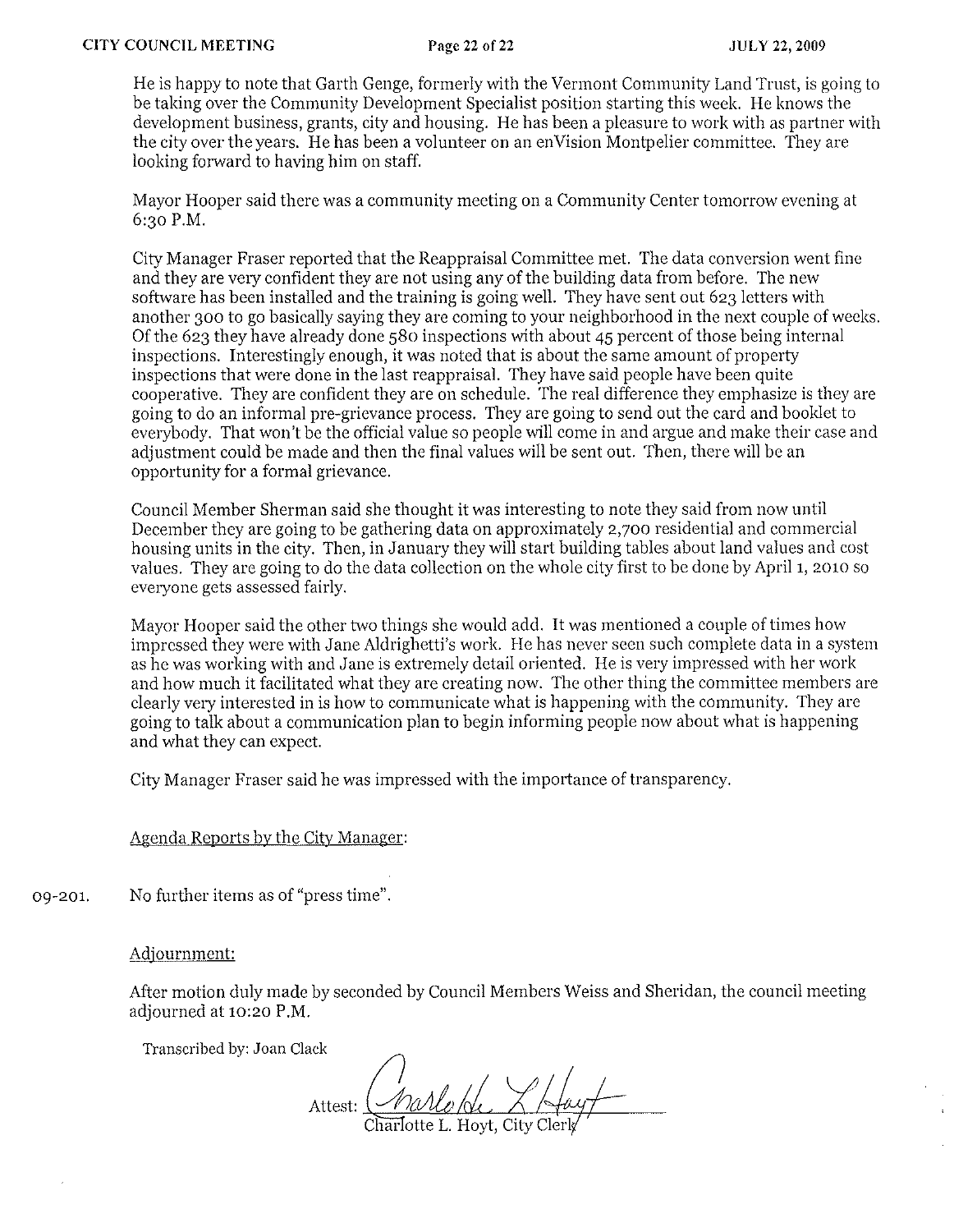He is happy to note that Garth Genge, formerly with the Vermont Community Land Trust, is going to be taking over the Community Development Specialist position starting this week. He knows the development business, grants, city and housing. He has been a pleasure to work with as partner with the city over the years. He has been a volunteer on an enVision Montpelier committee. They are looking forward to having him on staff.

Mayor Hooper said there was a community meeting on a Community Center tomorrow evening at 6:30 P.M.

City Manager Fraser reported that the Reappraisal Committee met. The data conversion went fine and they are very confident they are not using any of the building data from before. The new software has been installed and the training is going well. They have sent out 623 letters with another 300 to go basically saying they are coming to your neighborhood in the next couple of weeks. Of the 623 they have already done 580 inspections with about 45 percent of those being internal inspections. Interestingly enough, it was noted that is about the same amount of property inspections that were done in the last reappraisal. They have said people have been quite cooperative. They are confident they are on schedule. The real difference they emphasize is they are going to do an informal pre-grievance process. They are going to send out the card and booklet to everybody. That won't be the official value so people will come in and argue and make their case and adjustment could be made and then the final values will be sent out. Then, there will be an opportunity for a formal grievance.

Council Member Sherman said she thought it was interesting to note they said from now until December they are going to be gathering data on approximately 2,700 residential and commercial housing units in the city. Then, in January they will start building tables about land values and cost values. They are going to do the data collection on the whole city first to be done by April 1, 2010 so everyone gets assessed fairly.

Mayor Hooper said the other two things she would add. It was mentioned a couple of times how impressed they were with Jane Aldrighetti's work. He has never seen such complete data in a system as he was working with and Jane is extremely detail oriented. He is very impressed with her work and how much it facilitated what they are creating now. The other thing the committee members are clearly very interested in is how to communicate what is happening with the community. They are going to talk about a communication plan to begin informing people now about what is happening and what they can expect.

City Manager Fraser said he was impressed with the importance of transparency.

Agenda Reports by the City Manager:

09-201. No further items as of "press time".

Adjournment:

After motion duly made by seconded by Council Members Weiss and Sheridan, the council meeting adjourned at 10:20 P.M.

Transcribed by: Joan Clack

Attest: Charlotte L. Hoyt

Charlotte L. Hoyt, City Clerk